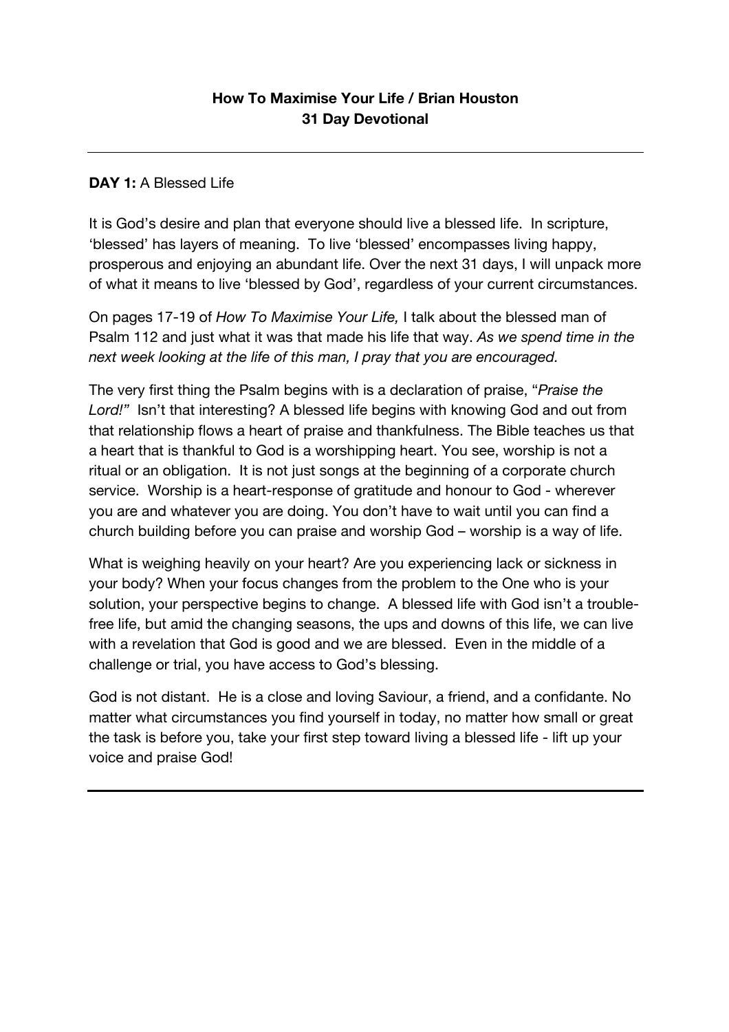# How To Maximise Your Life / Brian Houston
## 31 Day Devotional

---

**DAY 1:** A Blessed Life

It is God's desire and plan that everyone should live a blessed life. In scripture, 'blessed' has layers of meaning. To live 'blessed' encompasses living happy, prosperous and enjoying an abundant life. Over the next 31 days, I will unpack more of what it means to live 'blessed by God', regardless of your current circumstances.

On pages 17-19 of *How To Maximise Your Life,* I talk about the blessed man of Psalm 112 and just what it was that made his life that way. *As we spend time in the next week looking at the life of this man, I pray that you are encouraged.*

The very first thing the Psalm begins with is a declaration of praise, "*Praise the Lord!"* Isn't that interesting? A blessed life begins with knowing God and out from that relationship flows a heart of praise and thankfulness. The Bible teaches us that a heart that is thankful to God is a worshipping heart. You see, worship is not a ritual or an obligation. It is not just songs at the beginning of a corporate church service. Worship is a heart-response of gratitude and honour to God - wherever you are and whatever you are doing. You don't have to wait until you can find a church building before you can praise and worship God – worship is a way of life.

What is weighing heavily on your heart? Are you experiencing lack or sickness in your body? When your focus changes from the problem to the One who is your solution, your perspective begins to change. A blessed life with God isn't a trouble-free life, but amid the changing seasons, the ups and downs of this life, we can live with a revelation that God is good and we are blessed. Even in the middle of a challenge or trial, you have access to God's blessing.

God is not distant. He is a close and loving Saviour, a friend, and a confidante. No matter what circumstances you find yourself in today, no matter how small or great the task is before you, take your first step toward living a blessed life - lift up your voice and praise God!

---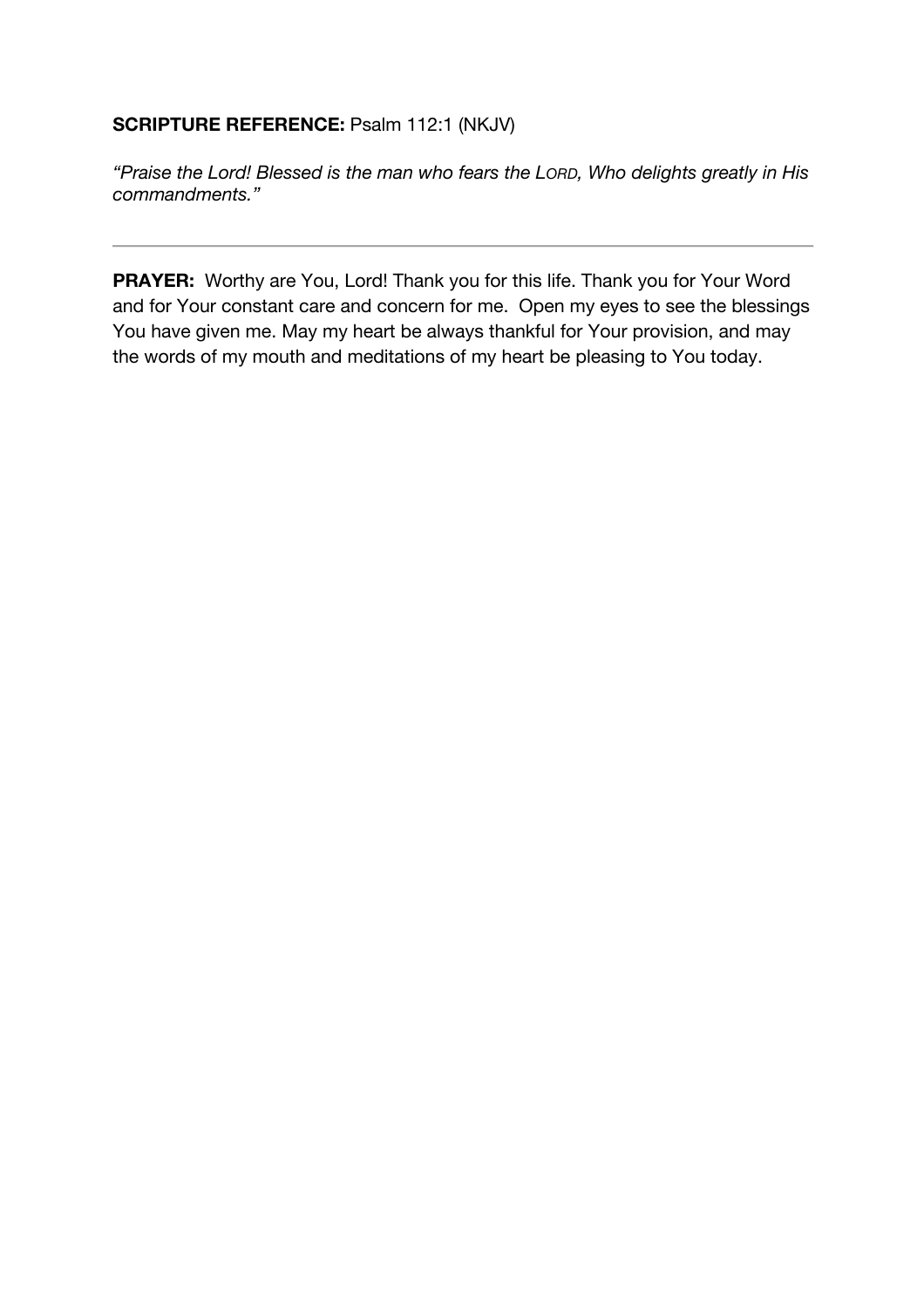**SCRIPTURE REFERENCE:** Psalm 112:1 (NKJV)

*"Praise the Lord! Blessed is the man who fears the LORD, Who delights greatly in His commandments."*

---

**PRAYER:** Worthy are You, Lord! Thank you for this life. Thank you for Your Word and for Your constant care and concern for me. Open my eyes to see the blessings You have given me. May my heart be always thankful for Your provision, and may the words of my mouth and meditations of my heart be pleasing to You today.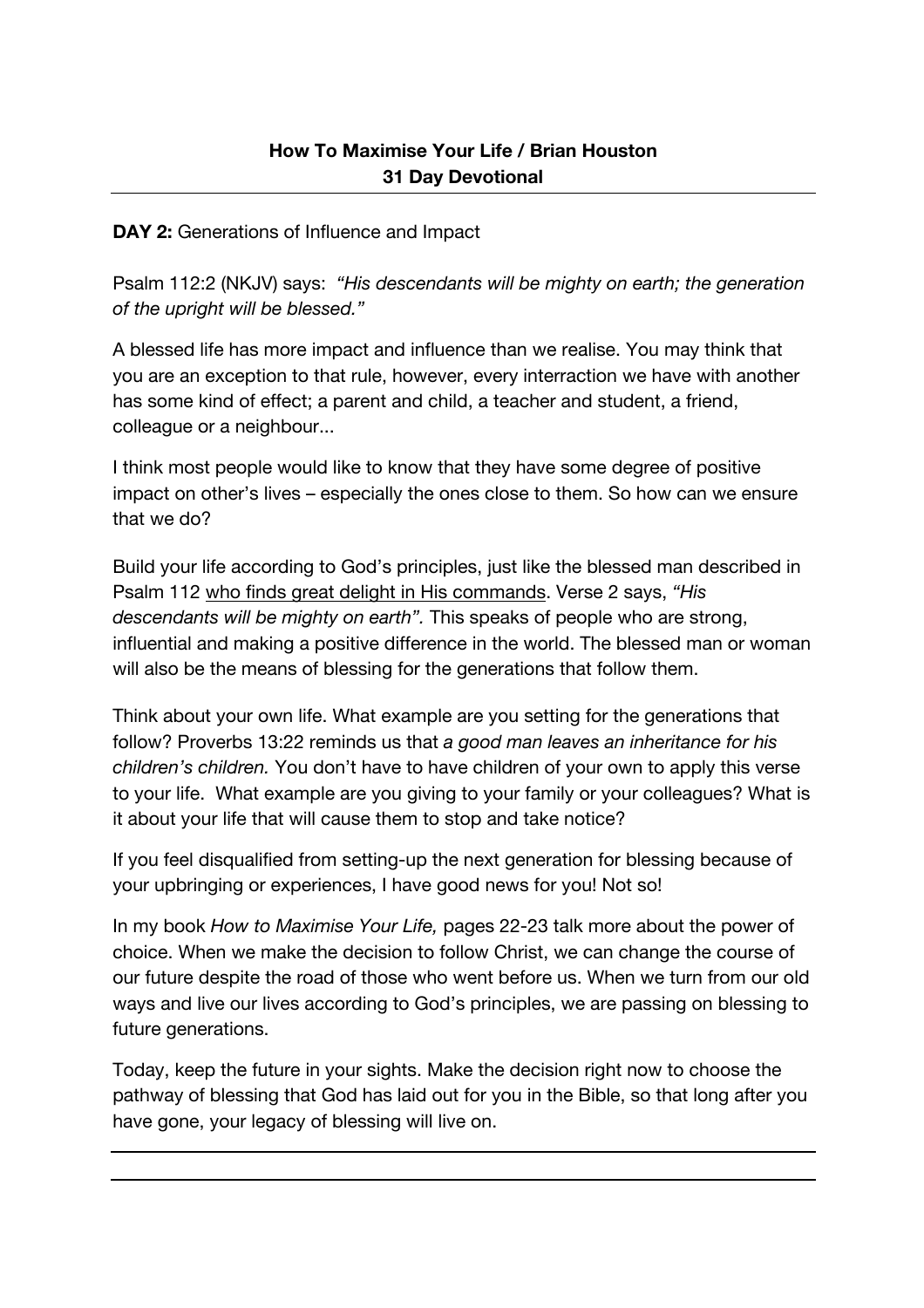**How To Maximise Your Life / Brian Houston**
**31 Day Devotional**

---

**DAY 2:** Generations of Influence and Impact

Psalm 112:2 (NKJV) says: *"His descendants will be mighty on earth; the generation of the upright will be blessed."*

A blessed life has more impact and influence than we realise. You may think that you are an exception to that rule, however, every interraction we have with another has some kind of effect; a parent and child, a teacher and student, a friend, colleague or a neighbour...

I think most people would like to know that they have some degree of positive impact on other's lives – especially the ones close to them. So how can we ensure that we do?

Build your life according to God's principles, just like the blessed man described in Psalm 112 <u>who finds great delight in His commands</u>. Verse 2 says, *"His descendants will be mighty on earth".* This speaks of people who are strong, influential and making a positive difference in the world. The blessed man or woman will also be the means of blessing for the generations that follow them.

Think about your own life. What example are you setting for the generations that follow? Proverbs 13:22 reminds us that *a good man leaves an inheritance for his children's children.* You don't have to have children of your own to apply this verse to your life. What example are you giving to your family or your colleagues? What is it about your life that will cause them to stop and take notice?

If you feel disqualified from setting-up the next generation for blessing because of your upbringing or experiences, I have good news for you! Not so!

In my book *How to Maximise Your Life,* pages 22-23 talk more about the power of choice. When we make the decision to follow Christ, we can change the course of our future despite the road of those who went before us. When we turn from our old ways and live our lives according to God's principles, we are passing on blessing to future generations.

Today, keep the future in your sights. Make the decision right now to choose the pathway of blessing that God has laid out for you in the Bible, so that long after you have gone, your legacy of blessing will live on.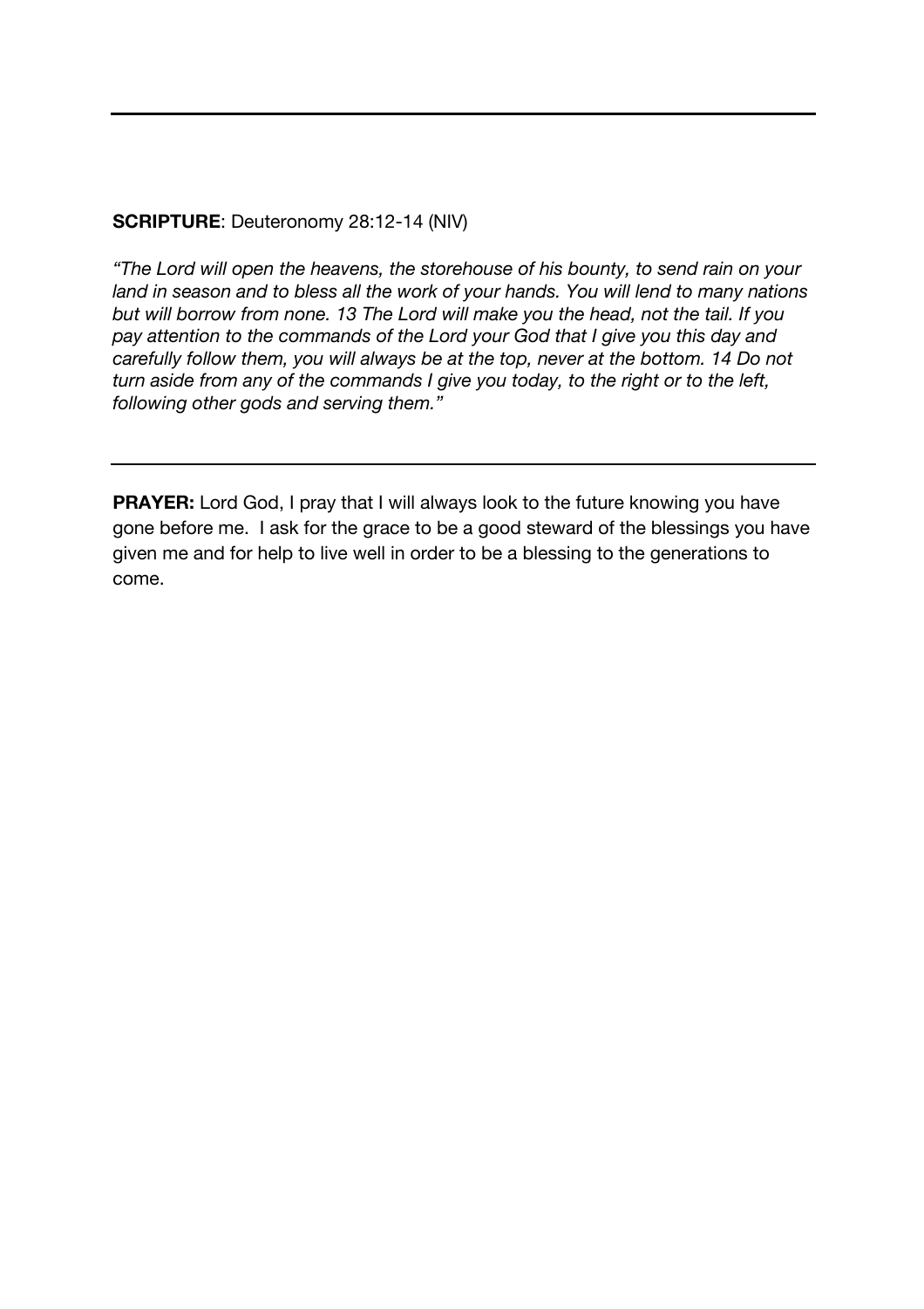---

**SCRIPTURE**: Deuteronomy 28:12-14 (NIV)

*"The Lord will open the heavens, the storehouse of his bounty, to send rain on your land in season and to bless all the work of your hands. You will lend to many nations but will borrow from none. 13 The Lord will make you the head, not the tail. If you pay attention to the commands of the Lord your God that I give you this day and carefully follow them, you will always be at the top, never at the bottom. 14 Do not turn aside from any of the commands I give you today, to the right or to the left, following other gods and serving them."*

---

**PRAYER:** Lord God, I pray that I will always look to the future knowing you have gone before me. I ask for the grace to be a good steward of the blessings you have given me and for help to live well in order to be a blessing to the generations to come.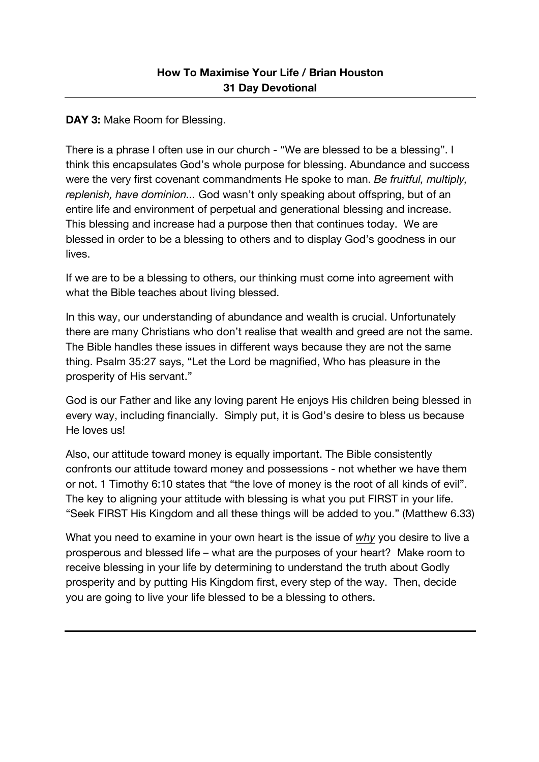**DAY 3:** Make Room for Blessing.

There is a phrase I often use in our church - "We are blessed to be a blessing". I think this encapsulates God's whole purpose for blessing. Abundance and success were the very first covenant commandments He spoke to man. *Be fruitful, multiply, replenish, have dominion...* God wasn't only speaking about offspring, but of an entire life and environment of perpetual and generational blessing and increase. This blessing and increase had a purpose then that continues today. We are blessed in order to be a blessing to others and to display God's goodness in our lives.

If we are to be a blessing to others, our thinking must come into agreement with what the Bible teaches about living blessed.

In this way, our understanding of abundance and wealth is crucial. Unfortunately there are many Christians who don't realise that wealth and greed are not the same. The Bible handles these issues in different ways because they are not the same thing. Psalm 35:27 says, "Let the Lord be magnified, Who has pleasure in the prosperity of His servant."

God is our Father and like any loving parent He enjoys His children being blessed in every way, including financially. Simply put, it is God's desire to bless us because He loves us!

Also, our attitude toward money is equally important. The Bible consistently confronts our attitude toward money and possessions - not whether we have them or not. 1 Timothy 6:10 states that "the love of money is the root of all kinds of evil". The key to aligning your attitude with blessing is what you put FIRST in your life. "Seek FIRST His Kingdom and all these things will be added to you." (Matthew 6.33)

What you need to examine in your own heart is the issue of ***why*** you desire to live a prosperous and blessed life – what are the purposes of your heart? Make room to receive blessing in your life by determining to understand the truth about Godly prosperity and by putting His Kingdom first, every step of the way. Then, decide you are going to live your life blessed to be a blessing to others.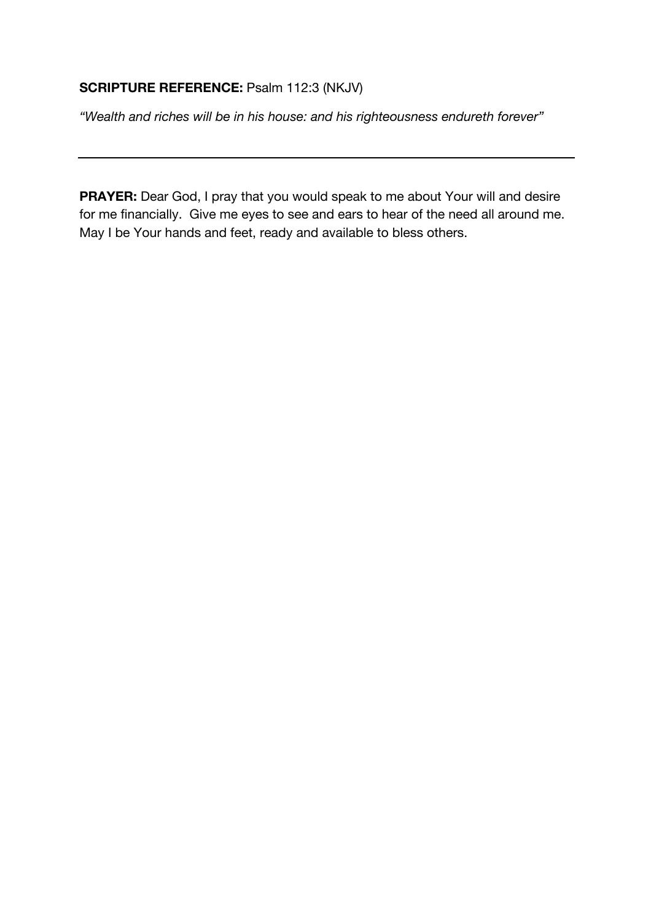**SCRIPTURE REFERENCE:** Psalm 112:3 (NKJV)

*"Wealth and riches will be in his house: and his righteousness endureth forever"*

---

**PRAYER:** Dear God, I pray that you would speak to me about Your will and desire for me financially. Give me eyes to see and ears to hear of the need all around me. May I be Your hands and feet, ready and available to bless others.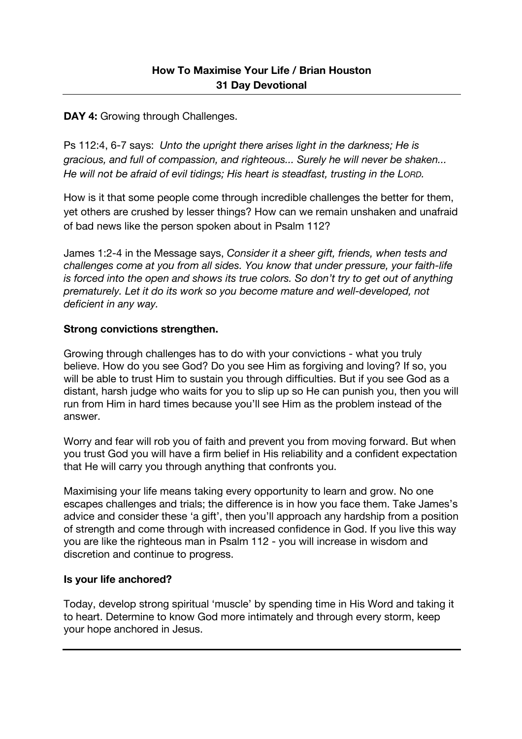**DAY 4:** Growing through Challenges.

Ps 112:4, 6-7 says: *Unto the upright there arises light in the darkness; He is gracious, and full of compassion, and righteous... Surely he will never be shaken... He will not be afraid of evil tidings; His heart is steadfast, trusting in the LORD.*

How is it that some people come through incredible challenges the better for them, yet others are crushed by lesser things? How can we remain unshaken and unafraid of bad news like the person spoken about in Psalm 112?

James 1:2-4 in the Message says, *Consider it a sheer gift, friends, when tests and challenges come at you from all sides. You know that under pressure, your faith-life is forced into the open and shows its true colors. So don't try to get out of anything prematurely. Let it do its work so you become mature and well-developed, not deficient in any way.*

**Strong convictions strengthen.**

Growing through challenges has to do with your convictions - what you truly believe. How do you see God? Do you see Him as forgiving and loving? If so, you will be able to trust Him to sustain you through difficulties. But if you see God as a distant, harsh judge who waits for you to slip up so He can punish you, then you will run from Him in hard times because you'll see Him as the problem instead of the answer.

Worry and fear will rob you of faith and prevent you from moving forward. But when you trust God you will have a firm belief in His reliability and a confident expectation that He will carry you through anything that confronts you.

Maximising your life means taking every opportunity to learn and grow. No one escapes challenges and trials; the difference is in how you face them. Take James's advice and consider these 'a gift', then you'll approach any hardship from a position of strength and come through with increased confidence in God. If you live this way you are like the righteous man in Psalm 112 - you will increase in wisdom and discretion and continue to progress.

**Is your life anchored?**

Today, develop strong spiritual 'muscle' by spending time in His Word and taking it to heart. Determine to know God more intimately and through every storm, keep your hope anchored in Jesus.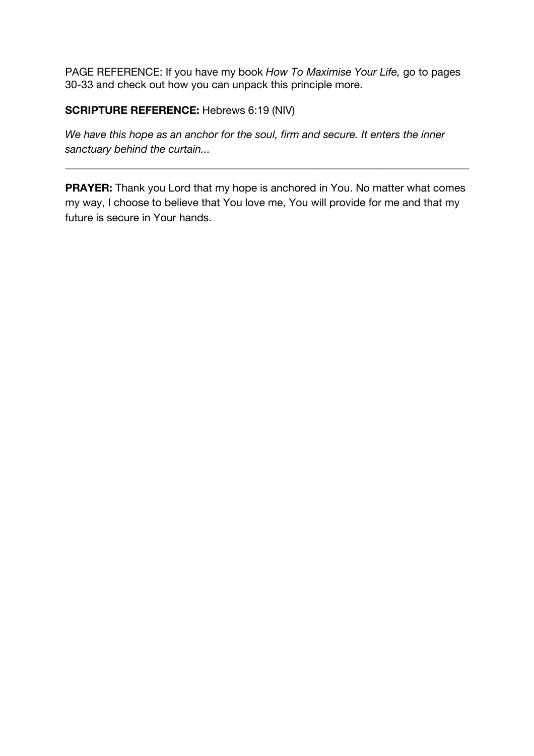PAGE REFERENCE: If you have my book *How To Maximise Your Life,* go to pages 30-33 and check out how you can unpack this principle more.

**SCRIPTURE REFERENCE:** Hebrews 6:19 (NIV)

*We have this hope as an anchor for the soul, firm and secure. It enters the inner sanctuary behind the curtain...*

---

**PRAYER:** Thank you Lord that my hope is anchored in You. No matter what comes my way, I choose to believe that You love me, You will provide for me and that my future is secure in Your hands.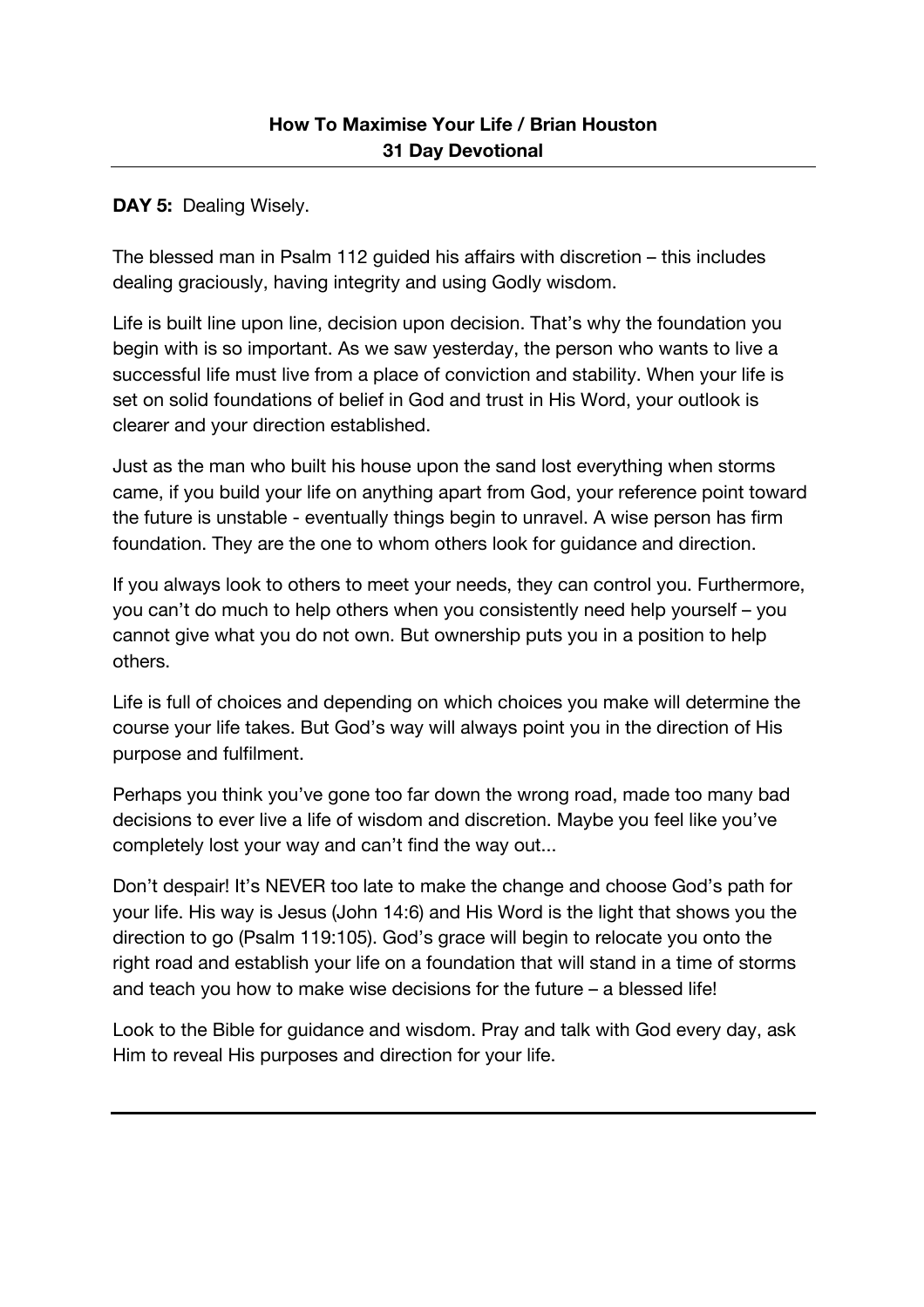**DAY 5:** Dealing Wisely.

The blessed man in Psalm 112 guided his affairs with discretion – this includes dealing graciously, having integrity and using Godly wisdom.

Life is built line upon line, decision upon decision. That's why the foundation you begin with is so important. As we saw yesterday, the person who wants to live a successful life must live from a place of conviction and stability. When your life is set on solid foundations of belief in God and trust in His Word, your outlook is clearer and your direction established.

Just as the man who built his house upon the sand lost everything when storms came, if you build your life on anything apart from God, your reference point toward the future is unstable - eventually things begin to unravel. A wise person has firm foundation. They are the one to whom others look for guidance and direction.

If you always look to others to meet your needs, they can control you. Furthermore, you can't do much to help others when you consistently need help yourself – you cannot give what you do not own. But ownership puts you in a position to help others.

Life is full of choices and depending on which choices you make will determine the course your life takes. But God's way will always point you in the direction of His purpose and fulfilment.

Perhaps you think you've gone too far down the wrong road, made too many bad decisions to ever live a life of wisdom and discretion. Maybe you feel like you've completely lost your way and can't find the way out...

Don't despair! It's NEVER too late to make the change and choose God's path for your life. His way is Jesus (John 14:6) and His Word is the light that shows you the direction to go (Psalm 119:105). God's grace will begin to relocate you onto the right road and establish your life on a foundation that will stand in a time of storms and teach you how to make wise decisions for the future – a blessed life!

Look to the Bible for guidance and wisdom. Pray and talk with God every day, ask Him to reveal His purposes and direction for your life.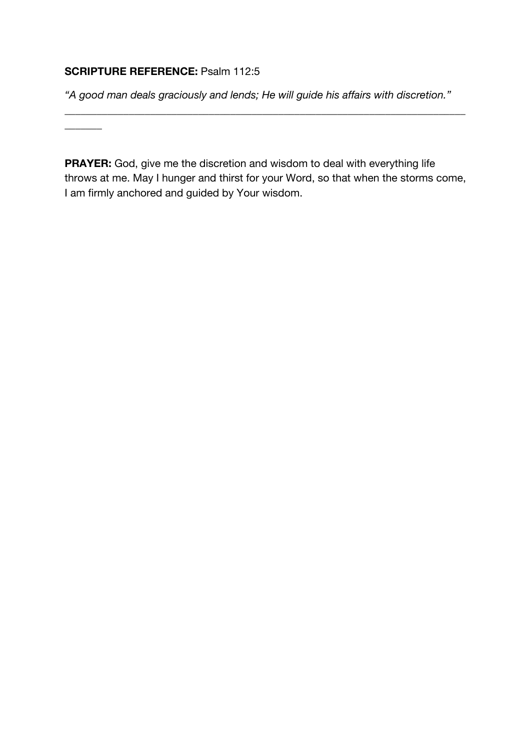**SCRIPTURE REFERENCE:** Psalm 112:5

*"A good man deals graciously and lends; He will guide his affairs with discretion."*

---

**PRAYER:** God, give me the discretion and wisdom to deal with everything life throws at me. May I hunger and thirst for your Word, so that when the storms come, I am firmly anchored and guided by Your wisdom.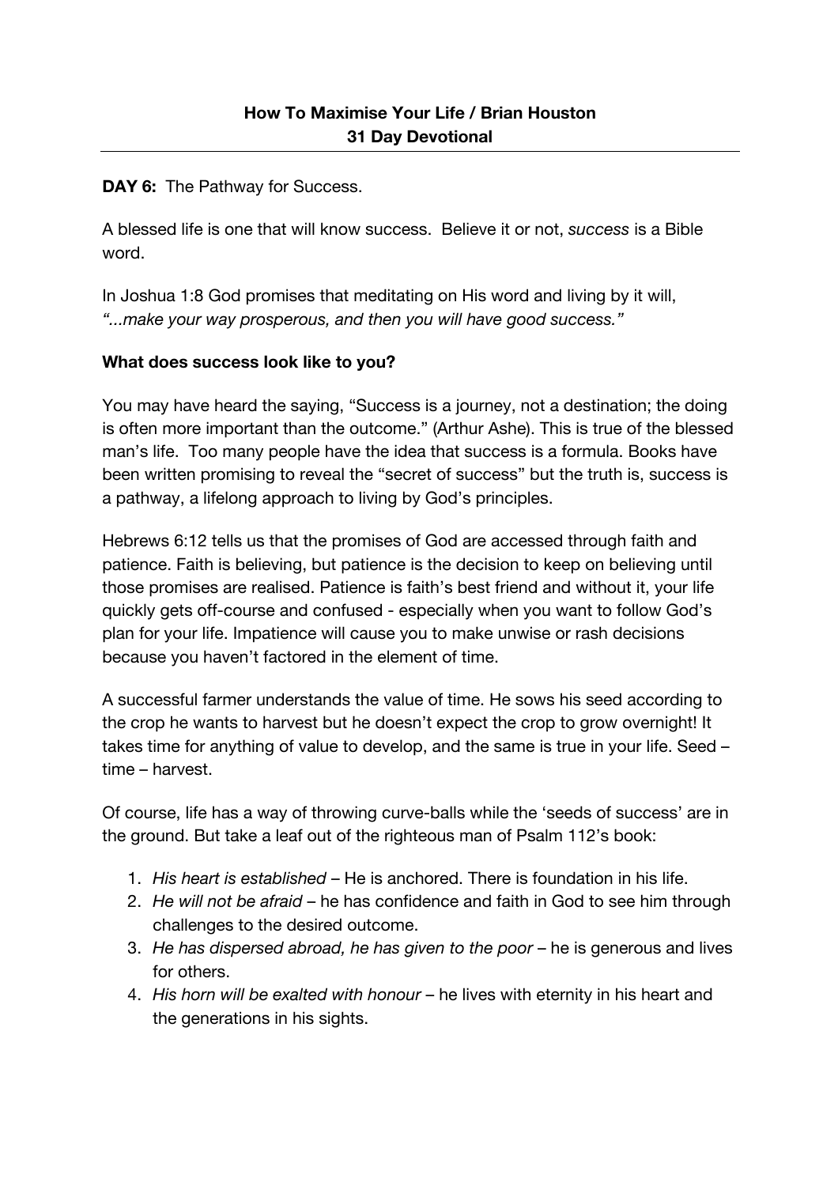**How To Maximise Your Life / Brian Houston**
**31 Day Devotional**

**DAY 6:** The Pathway for Success.

A blessed life is one that will know success. Believe it or not, *success* is a Bible word.

In Joshua 1:8 God promises that meditating on His word and living by it will, *"...make your way prosperous, and then you will have good success."*

**What does success look like to you?**

You may have heard the saying, "Success is a journey, not a destination; the doing is often more important than the outcome." (Arthur Ashe). This is true of the blessed man's life. Too many people have the idea that success is a formula. Books have been written promising to reveal the "secret of success" but the truth is, success is a pathway, a lifelong approach to living by God's principles.

Hebrews 6:12 tells us that the promises of God are accessed through faith and patience. Faith is believing, but patience is the decision to keep on believing until those promises are realised. Patience is faith's best friend and without it, your life quickly gets off-course and confused - especially when you want to follow God's plan for your life. Impatience will cause you to make unwise or rash decisions because you haven't factored in the element of time.

A successful farmer understands the value of time. He sows his seed according to the crop he wants to harvest but he doesn't expect the crop to grow overnight! It takes time for anything of value to develop, and the same is true in your life. Seed – time – harvest.

Of course, life has a way of throwing curve-balls while the 'seeds of success' are in the ground. But take a leaf out of the righteous man of Psalm 112's book:

1. *His heart is established* – He is anchored. There is foundation in his life.
2. *He will not be afraid* – he has confidence and faith in God to see him through challenges to the desired outcome.
3. *He has dispersed abroad, he has given to the poor* – he is generous and lives for others.
4. *His horn will be exalted with honour* – he lives with eternity in his heart and the generations in his sights.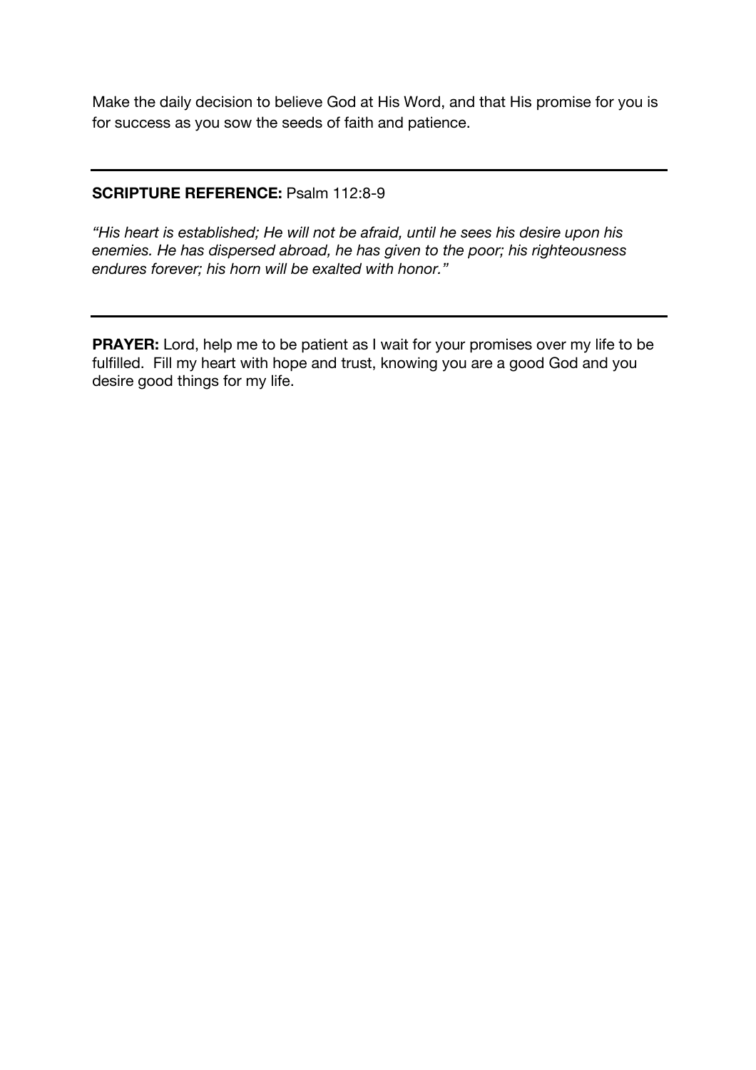Make the daily decision to believe God at His Word, and that His promise for you is for success as you sow the seeds of faith and patience.

---

**SCRIPTURE REFERENCE:** Psalm 112:8-9

*“His heart is established; He will not be afraid, until he sees his desire upon his enemies. He has dispersed abroad, he has given to the poor; his righteousness endures forever; his horn will be exalted with honor.”*

---

**PRAYER:** Lord, help me to be patient as I wait for your promises over my life to be fulfilled.  Fill my heart with hope and trust, knowing you are a good God and you desire good things for my life.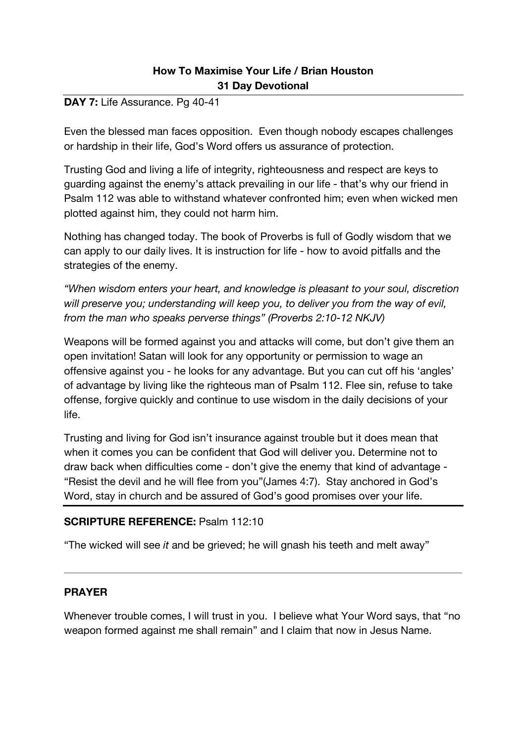**How To Maximise Your Life / Brian Houston**
**31 Day Devotional**

**DAY 7:** Life Assurance. Pg 40-41

Even the blessed man faces opposition. Even though nobody escapes challenges or hardship in their life, God's Word offers us assurance of protection.

Trusting God and living a life of integrity, righteousness and respect are keys to guarding against the enemy's attack prevailing in our life - that's why our friend in Psalm 112 was able to withstand whatever confronted him; even when wicked men plotted against him, they could not harm him.

Nothing has changed today. The book of Proverbs is full of Godly wisdom that we can apply to our daily lives. It is instruction for life - how to avoid pitfalls and the strategies of the enemy.

*"When wisdom enters your heart, and knowledge is pleasant to your soul, discretion will preserve you; understanding will keep you, to deliver you from the way of evil, from the man who speaks perverse things" (Proverbs 2:10-12 NKJV)*

Weapons will be formed against you and attacks will come, but don't give them an open invitation! Satan will look for any opportunity or permission to wage an offensive against you - he looks for any advantage. But you can cut off his 'angles' of advantage by living like the righteous man of Psalm 112. Flee sin, refuse to take offense, forgive quickly and continue to use wisdom in the daily decisions of your life.

Trusting and living for God isn't insurance against trouble but it does mean that when it comes you can be confident that God will deliver you. Determine not to draw back when difficulties come - don't give the enemy that kind of advantage - "Resist the devil and he will flee from you"(James 4:7). Stay anchored in God's Word, stay in church and be assured of God's good promises over your life.

**SCRIPTURE REFERENCE:** Psalm 112:10

"The wicked will see *it* and be grieved; he will gnash his teeth and melt away"

---

**PRAYER**

Whenever trouble comes, I will trust in you. I believe what Your Word says, that "no weapon formed against me shall remain" and I claim that now in Jesus Name.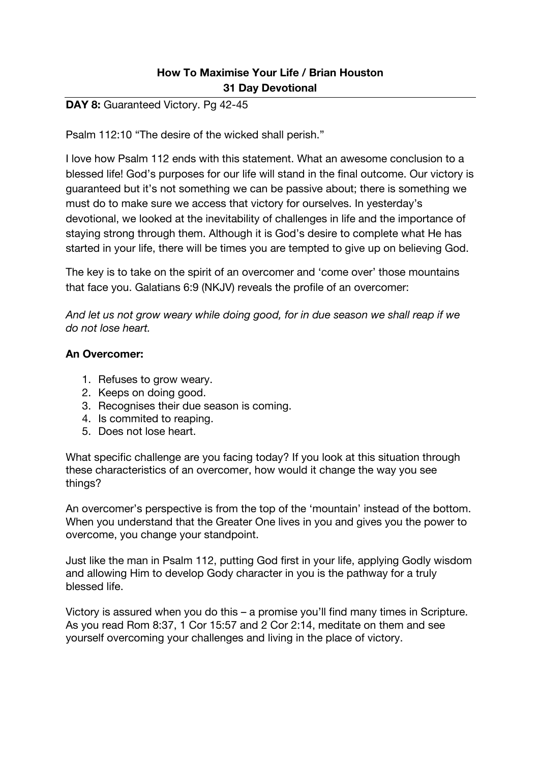**How To Maximise Your Life / Brian Houston**
**31 Day Devotional**

**DAY 8:** Guaranteed Victory. Pg 42-45

Psalm 112:10 "The desire of the wicked shall perish."

I love how Psalm 112 ends with this statement. What an awesome conclusion to a blessed life! God's purposes for our life will stand in the final outcome. Our victory is guaranteed but it's not something we can be passive about; there is something we must do to make sure we access that victory for ourselves. In yesterday's devotional, we looked at the inevitability of challenges in life and the importance of staying strong through them. Although it is God's desire to complete what He has started in your life, there will be times you are tempted to give up on believing God.

The key is to take on the spirit of an overcomer and 'come over' those mountains that face you. Galatians 6:9 (NKJV) reveals the profile of an overcomer:

*And let us not grow weary while doing good, for in due season we shall reap if we do not lose heart.*

**An Overcomer:**

1. Refuses to grow weary.
2. Keeps on doing good.
3. Recognises their due season is coming.
4. Is commited to reaping.
5. Does not lose heart.

What specific challenge are you facing today? If you look at this situation through these characteristics of an overcomer, how would it change the way you see things?

An overcomer's perspective is from the top of the 'mountain' instead of the bottom. When you understand that the Greater One lives in you and gives you the power to overcome, you change your standpoint.

Just like the man in Psalm 112, putting God first in your life, applying Godly wisdom and allowing Him to develop Gody character in you is the pathway for a truly blessed life.

Victory is assured when you do this – a promise you'll find many times in Scripture. As you read Rom 8:37, 1 Cor 15:57 and 2 Cor 2:14, meditate on them and see yourself overcoming your challenges and living in the place of victory.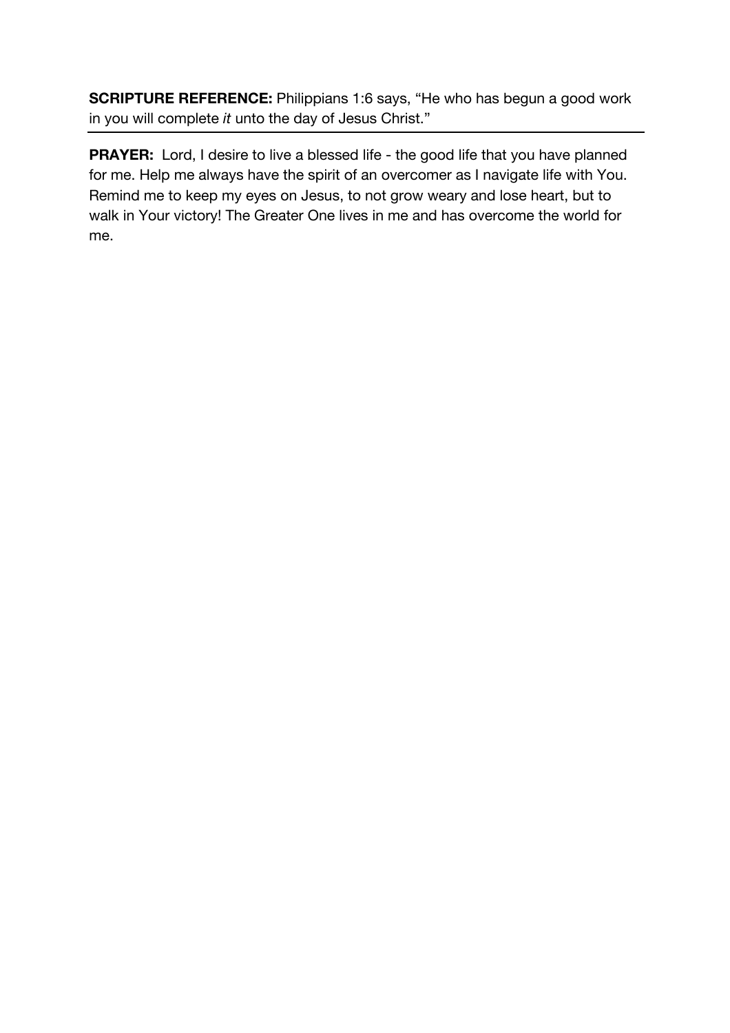**SCRIPTURE REFERENCE:** Philippians 1:6 says, “He who has begun a good work in you will complete *it* unto the day of Jesus Christ.”

---

**PRAYER:** Lord, I desire to live a blessed life - the good life that you have planned for me. Help me always have the spirit of an overcomer as I navigate life with You. Remind me to keep my eyes on Jesus, to not grow weary and lose heart, but to walk in Your victory! The Greater One lives in me and has overcome the world for me.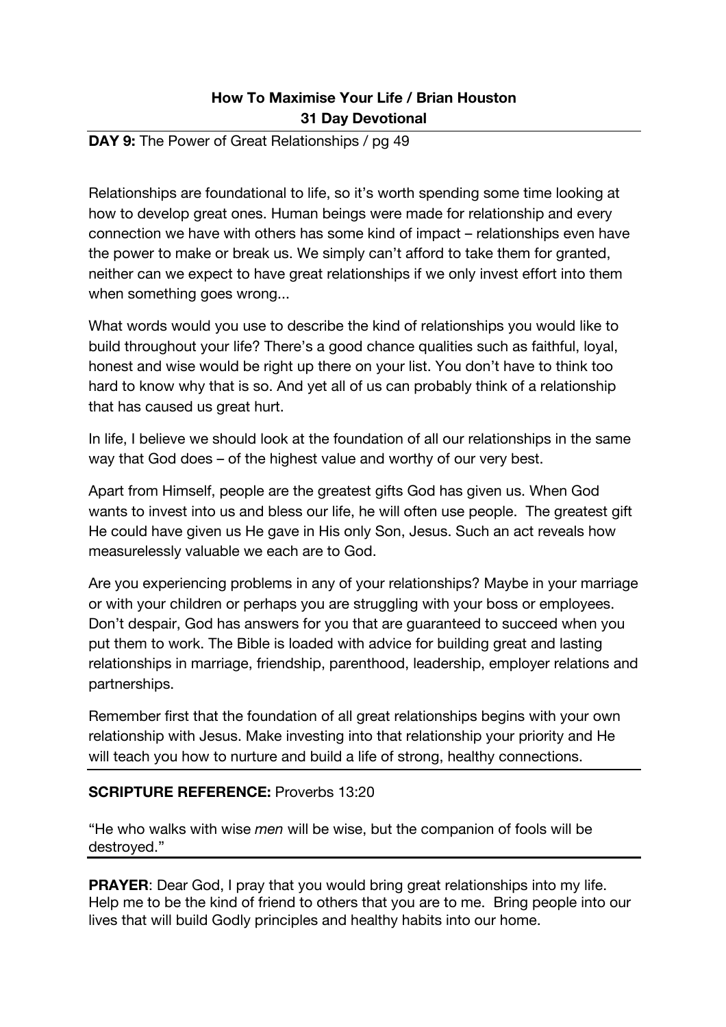**How To Maximise Your Life / Brian Houston**
**31 Day Devotional**

**DAY 9:** The Power of Great Relationships / pg 49

Relationships are foundational to life, so it's worth spending some time looking at how to develop great ones. Human beings were made for relationship and every connection we have with others has some kind of impact – relationships even have the power to make or break us. We simply can't afford to take them for granted, neither can we expect to have great relationships if we only invest effort into them when something goes wrong...

What words would you use to describe the kind of relationships you would like to build throughout your life? There's a good chance qualities such as faithful, loyal, honest and wise would be right up there on your list. You don't have to think too hard to know why that is so. And yet all of us can probably think of a relationship that has caused us great hurt.

In life, I believe we should look at the foundation of all our relationships in the same way that God does – of the highest value and worthy of our very best.

Apart from Himself, people are the greatest gifts God has given us. When God wants to invest into us and bless our life, he will often use people. The greatest gift He could have given us He gave in His only Son, Jesus. Such an act reveals how measurelessly valuable we each are to God.

Are you experiencing problems in any of your relationships? Maybe in your marriage or with your children or perhaps you are struggling with your boss or employees. Don't despair, God has answers for you that are guaranteed to succeed when you put them to work. The Bible is loaded with advice for building great and lasting relationships in marriage, friendship, parenthood, leadership, employer relations and partnerships.

Remember first that the foundation of all great relationships begins with your own relationship with Jesus. Make investing into that relationship your priority and He will teach you how to nurture and build a life of strong, healthy connections.

**SCRIPTURE REFERENCE:** Proverbs 13:20

"He who walks with wise *men* will be wise, but the companion of fools will be destroyed."

**PRAYER**: Dear God, I pray that you would bring great relationships into my life. Help me to be the kind of friend to others that you are to me. Bring people into our lives that will build Godly principles and healthy habits into our home.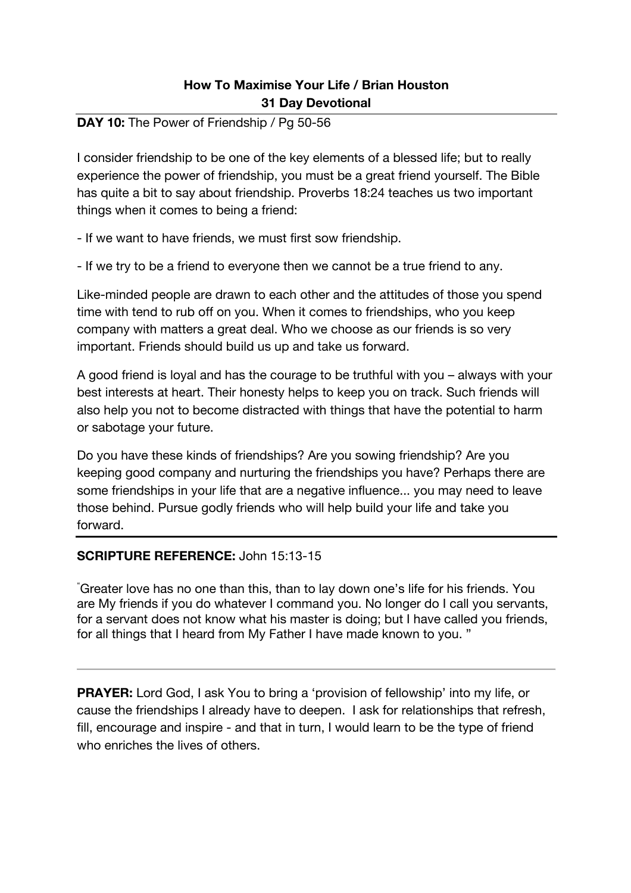**How To Maximise Your Life / Brian Houston**
**31 Day Devotional**

**DAY 10:** The Power of Friendship / Pg 50-56

I consider friendship to be one of the key elements of a blessed life; but to really experience the power of friendship, you must be a great friend yourself. The Bible has quite a bit to say about friendship. Proverbs 18:24 teaches us two important things when it comes to being a friend:

- If we want to have friends, we must first sow friendship.

- If we try to be a friend to everyone then we cannot be a true friend to any.

Like-minded people are drawn to each other and the attitudes of those you spend time with tend to rub off on you. When it comes to friendships, who you keep company with matters a great deal. Who we choose as our friends is so very important. Friends should build us up and take us forward.

A good friend is loyal and has the courage to be truthful with you – always with your best interests at heart. Their honesty helps to keep you on track. Such friends will also help you not to become distracted with things that have the potential to harm or sabotage your future.

Do you have these kinds of friendships? Are you sowing friendship? Are you keeping good company and nurturing the friendships you have? Perhaps there are some friendships in your life that are a negative influence... you may need to leave those behind. Pursue godly friends who will help build your life and take you forward.

**SCRIPTURE REFERENCE:** John 15:13-15

"Greater love has no one than this, than to lay down one's life for his friends. You are My friends if you do whatever I command you. No longer do I call you servants, for a servant does not know what his master is doing; but I have called you friends, for all things that I heard from My Father I have made known to you. "

---

**PRAYER:** Lord God, I ask You to bring a 'provision of fellowship' into my life, or cause the friendships I already have to deepen. I ask for relationships that refresh, fill, encourage and inspire - and that in turn, I would learn to be the type of friend who enriches the lives of others.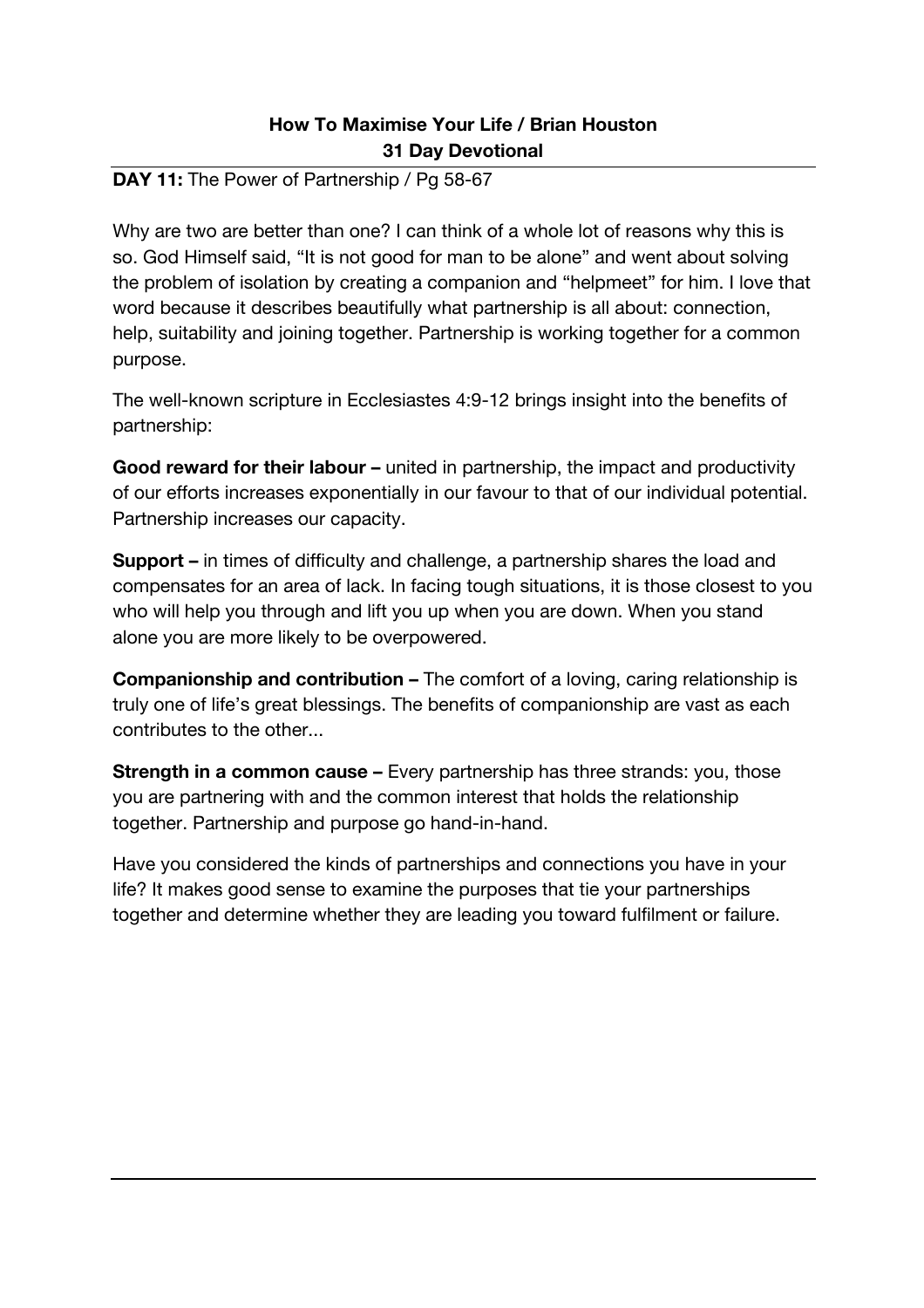**How To Maximise Your Life / Brian Houston**
**31 Day Devotional**

**DAY 11:** The Power of Partnership / Pg 58-67

Why are two are better than one? I can think of a whole lot of reasons why this is so. God Himself said, "It is not good for man to be alone" and went about solving the problem of isolation by creating a companion and "helpmeet" for him. I love that word because it describes beautifully what partnership is all about: connection, help, suitability and joining together. Partnership is working together for a common purpose.

The well-known scripture in Ecclesiastes 4:9-12 brings insight into the benefits of partnership:

**Good reward for their labour –** united in partnership, the impact and productivity of our efforts increases exponentially in our favour to that of our individual potential. Partnership increases our capacity.

**Support –** in times of difficulty and challenge, a partnership shares the load and compensates for an area of lack. In facing tough situations, it is those closest to you who will help you through and lift you up when you are down. When you stand alone you are more likely to be overpowered.

**Companionship and contribution –** The comfort of a loving, caring relationship is truly one of life's great blessings. The benefits of companionship are vast as each contributes to the other...

**Strength in a common cause –** Every partnership has three strands: you, those you are partnering with and the common interest that holds the relationship together. Partnership and purpose go hand-in-hand.

Have you considered the kinds of partnerships and connections you have in your life? It makes good sense to examine the purposes that tie your partnerships together and determine whether they are leading you toward fulfilment or failure.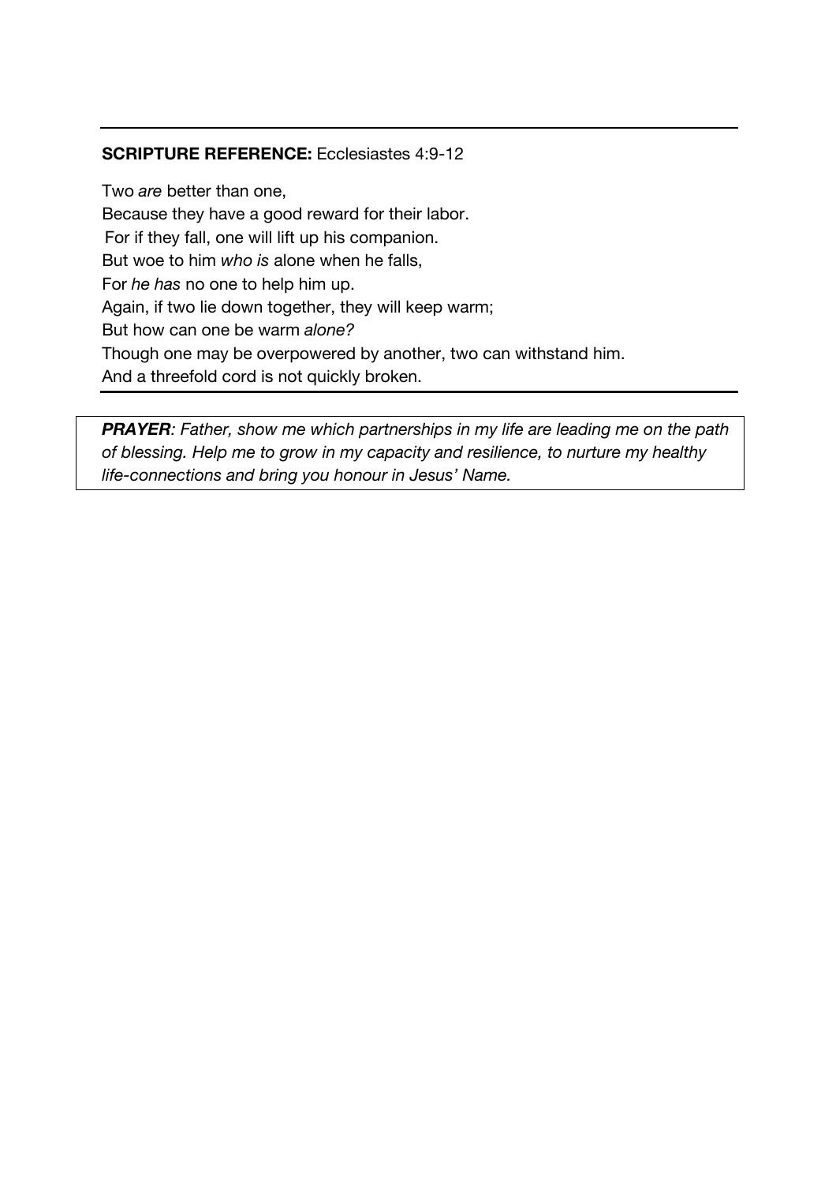**SCRIPTURE REFERENCE:** Ecclesiastes 4:9-12

Two *are* better than one,
Because they have a good reward for their labor.
For if they fall, one will lift up his companion.
But woe to him *who is* alone when he falls,
For *he has* no one to help him up.
Again, if two lie down together, they will keep warm;
But how can one be warm *alone?*
Though one may be overpowered by another, two can withstand him.
And a threefold cord is not quickly broken.

---

***PRAYER**: Father, show me which partnerships in my life are leading me on the path of blessing. Help me to grow in my capacity and resilience, to nurture my healthy life-connections and bring you honour in Jesus' Name.*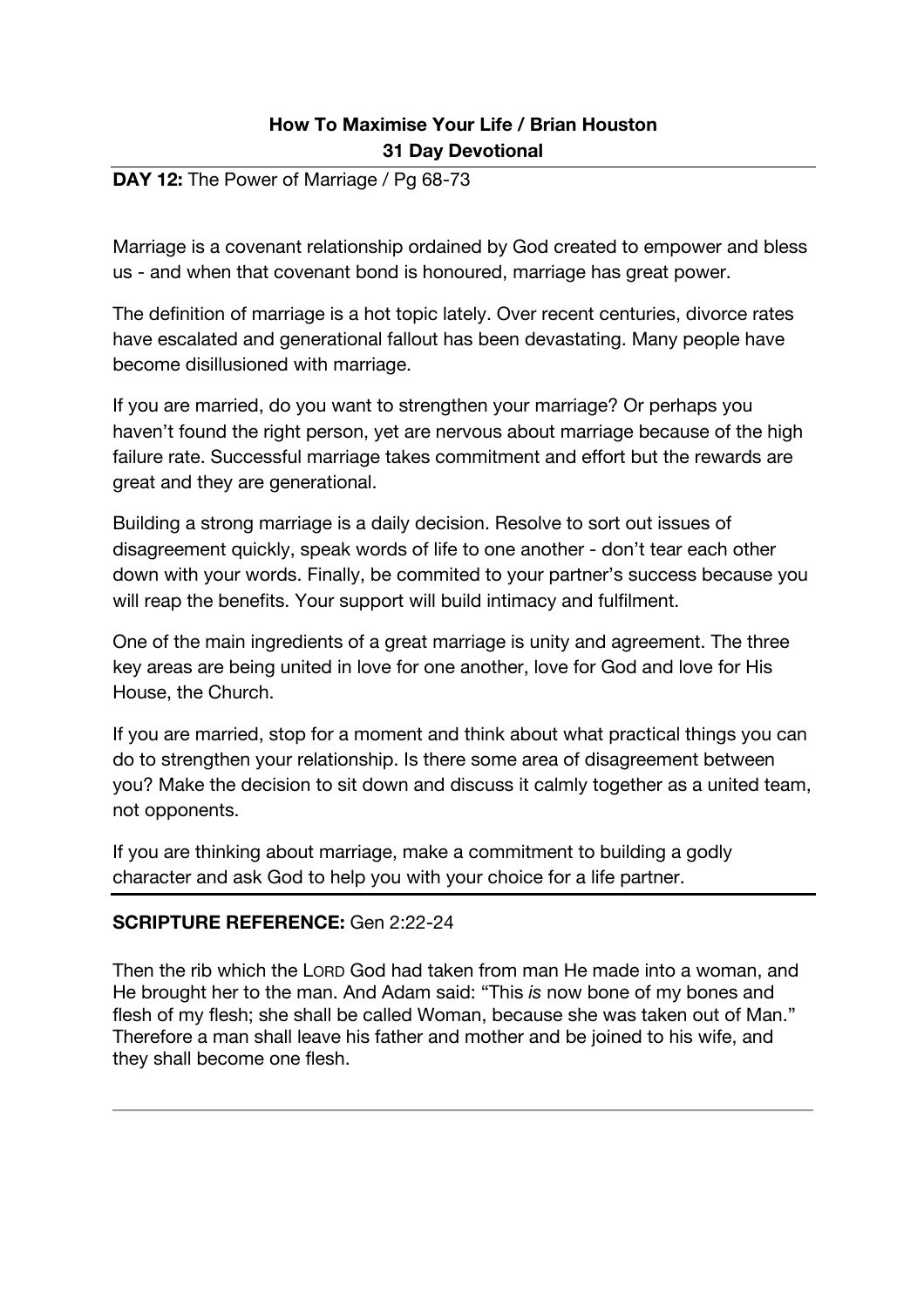**How To Maximise Your Life / Brian Houston**
**31 Day Devotional**

**DAY 12:** The Power of Marriage / Pg 68-73

Marriage is a covenant relationship ordained by God created to empower and bless us - and when that covenant bond is honoured, marriage has great power.

The definition of marriage is a hot topic lately. Over recent centuries, divorce rates have escalated and generational fallout has been devastating. Many people have become disillusioned with marriage.

If you are married, do you want to strengthen your marriage? Or perhaps you haven't found the right person, yet are nervous about marriage because of the high failure rate. Successful marriage takes commitment and effort but the rewards are great and they are generational.

Building a strong marriage is a daily decision. Resolve to sort out issues of disagreement quickly, speak words of life to one another - don't tear each other down with your words. Finally, be commited to your partner's success because you will reap the benefits. Your support will build intimacy and fulfilment.

One of the main ingredients of a great marriage is unity and agreement. The three key areas are being united in love for one another, love for God and love for His House, the Church.

If you are married, stop for a moment and think about what practical things you can do to strengthen your relationship. Is there some area of disagreement between you? Make the decision to sit down and discuss it calmly together as a united team, not opponents.

If you are thinking about marriage, make a commitment to building a godly character and ask God to help you with your choice for a life partner.

---

**SCRIPTURE REFERENCE:** Gen 2:22-24

Then the rib which the LORD God had taken from man He made into a woman, and He brought her to the man. And Adam said: "This *is* now bone of my bones and flesh of my flesh; she shall be called Woman, because she was taken out of Man." Therefore a man shall leave his father and mother and be joined to his wife, and they shall become one flesh.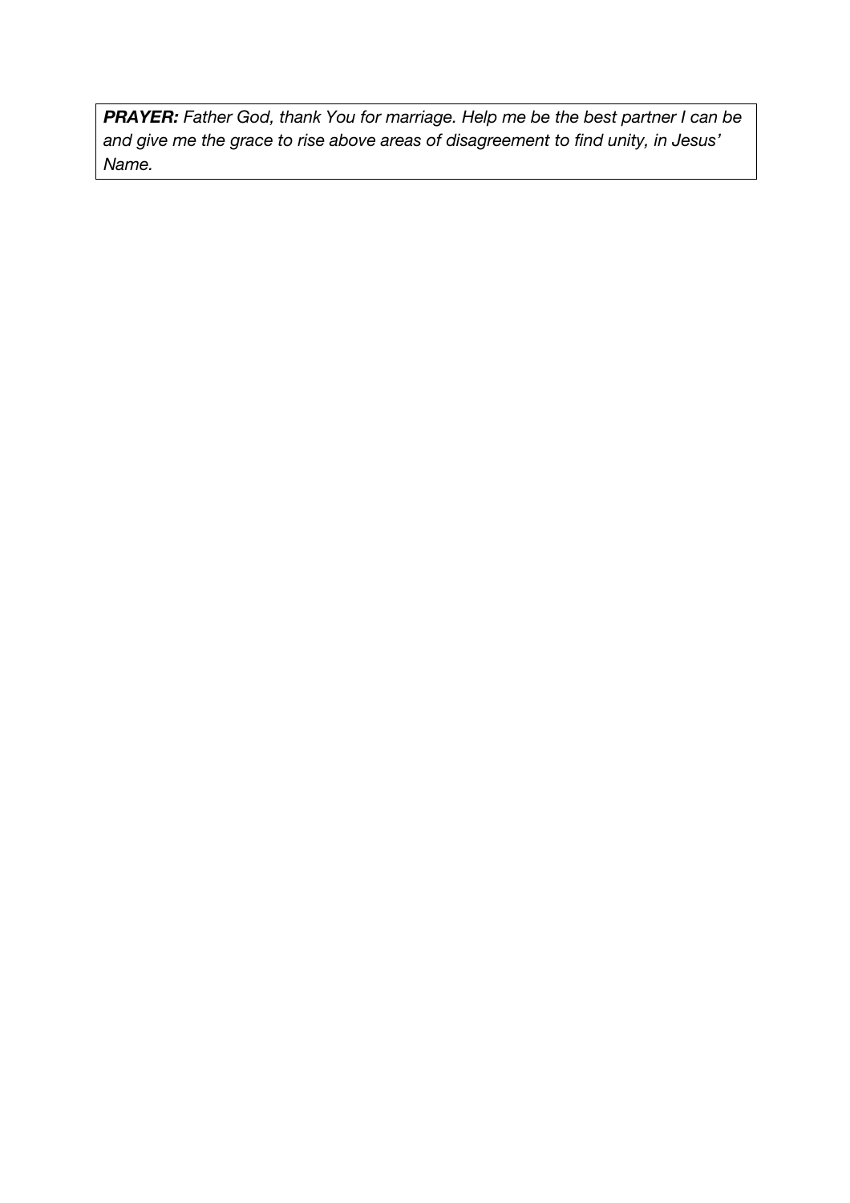***PRAYER:*** *Father God, thank You for marriage. Help me be the best partner I can be and give me the grace to rise above areas of disagreement to find unity, in Jesus' Name.*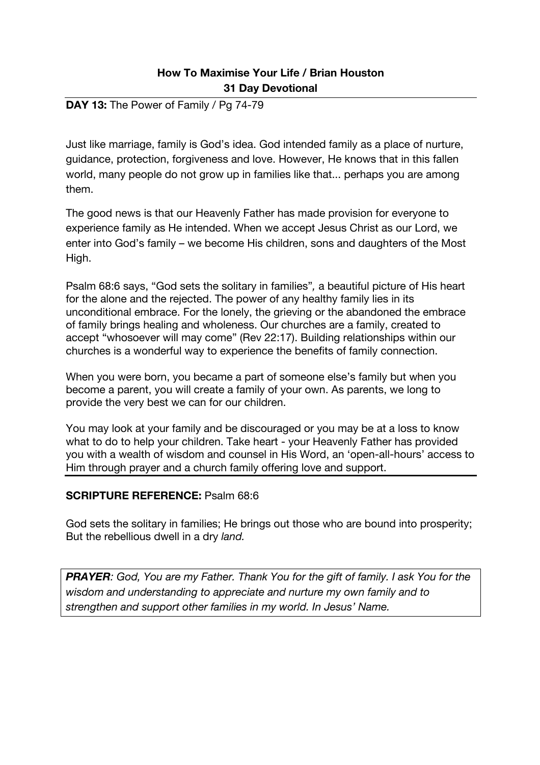**How To Maximise Your Life / Brian Houston**
**31 Day Devotional**

**DAY 13:** The Power of Family / Pg 74-79

Just like marriage, family is God's idea. God intended family as a place of nurture, guidance, protection, forgiveness and love. However, He knows that in this fallen world, many people do not grow up in families like that... perhaps you are among them.

The good news is that our Heavenly Father has made provision for everyone to experience family as He intended. When we accept Jesus Christ as our Lord, we enter into God's family – we become His children, sons and daughters of the Most High.

Psalm 68:6 says, "God sets the solitary in families", a beautiful picture of His heart for the alone and the rejected. The power of any healthy family lies in its unconditional embrace. For the lonely, the grieving or the abandoned the embrace of family brings healing and wholeness. Our churches are a family, created to accept "whosoever will may come" (Rev 22:17). Building relationships within our churches is a wonderful way to experience the benefits of family connection.

When you were born, you became a part of someone else's family but when you become a parent, you will create a family of your own. As parents, we long to provide the very best we can for our children.

You may look at your family and be discouraged or you may be at a loss to know what to do to help your children. Take heart - your Heavenly Father has provided you with a wealth of wisdom and counsel in His Word, an 'open-all-hours' access to Him through prayer and a church family offering love and support.

**SCRIPTURE REFERENCE:** Psalm 68:6

God sets the solitary in families; He brings out those who are bound into prosperity; But the rebellious dwell in a dry *land.*

***PRAYER**: God, You are my Father. Thank You for the gift of family. I ask You for the wisdom and understanding to appreciate and nurture my own family and to strengthen and support other families in my world. In Jesus' Name.*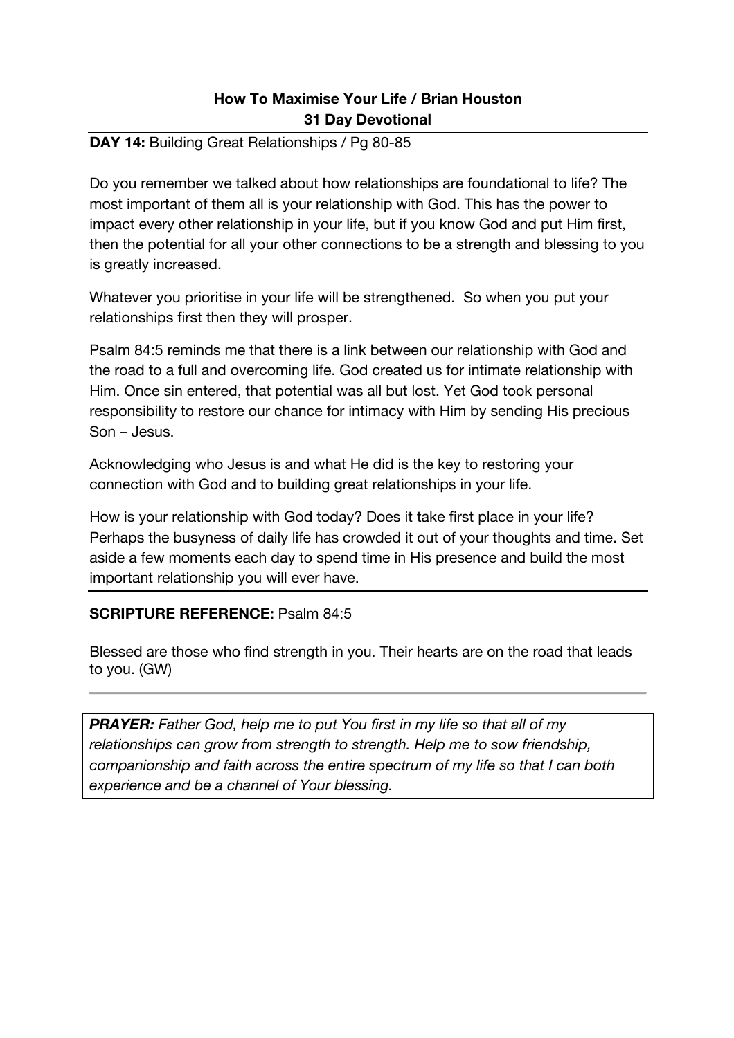**How To Maximise Your Life / Brian Houston**
**31 Day Devotional**

**DAY 14:** Building Great Relationships / Pg 80-85

Do you remember we talked about how relationships are foundational to life? The most important of them all is your relationship with God. This has the power to impact every other relationship in your life, but if you know God and put Him first, then the potential for all your other connections to be a strength and blessing to you is greatly increased.

Whatever you prioritise in your life will be strengthened. So when you put your relationships first then they will prosper.

Psalm 84:5 reminds me that there is a link between our relationship with God and the road to a full and overcoming life. God created us for intimate relationship with Him. Once sin entered, that potential was all but lost. Yet God took personal responsibility to restore our chance for intimacy with Him by sending His precious Son – Jesus.

Acknowledging who Jesus is and what He did is the key to restoring your connection with God and to building great relationships in your life.

How is your relationship with God today? Does it take first place in your life? Perhaps the busyness of daily life has crowded it out of your thoughts and time. Set aside a few moments each day to spend time in His presence and build the most important relationship you will ever have.

**SCRIPTURE REFERENCE:** Psalm 84:5

Blessed are those who find strength in you. Their hearts are on the road that leads to you. (GW)

***PRAYER:*** *Father God, help me to put You first in my life so that all of my relationships can grow from strength to strength. Help me to sow friendship, companionship and faith across the entire spectrum of my life so that I can both experience and be a channel of Your blessing.*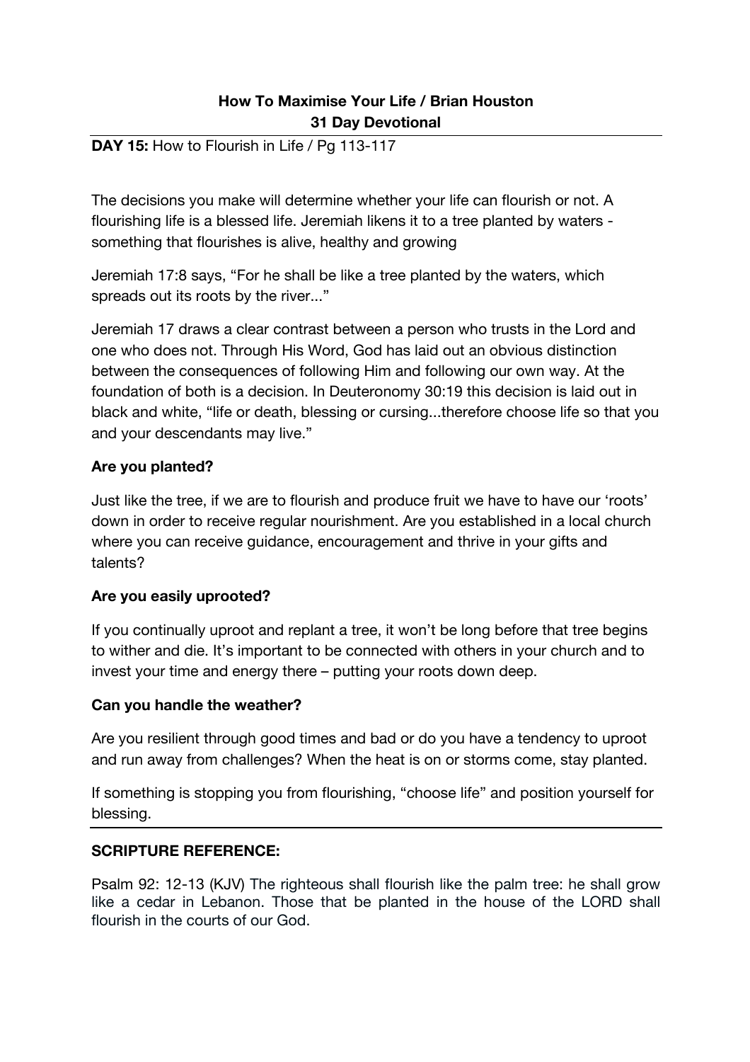**How To Maximise Your Life / Brian Houston**
**31 Day Devotional**

**DAY 15:** How to Flourish in Life / Pg 113-117

---

The decisions you make will determine whether your life can flourish or not. A flourishing life is a blessed life. Jeremiah likens it to a tree planted by waters - something that flourishes is alive, healthy and growing

Jeremiah 17:8 says, "For he shall be like a tree planted by the waters, which spreads out its roots by the river..."

Jeremiah 17 draws a clear contrast between a person who trusts in the Lord and one who does not. Through His Word, God has laid out an obvious distinction between the consequences of following Him and following our own way. At the foundation of both is a decision. In Deuteronomy 30:19 this decision is laid out in black and white, "life or death, blessing or cursing...therefore choose life so that you and your descendants may live."

**Are you planted?**

Just like the tree, if we are to flourish and produce fruit we have to have our 'roots' down in order to receive regular nourishment. Are you established in a local church where you can receive guidance, encouragement and thrive in your gifts and talents?

**Are you easily uprooted?**

If you continually uproot and replant a tree, it won't be long before that tree begins to wither and die. It's important to be connected with others in your church and to invest your time and energy there – putting your roots down deep.

**Can you handle the weather?**

Are you resilient through good times and bad or do you have a tendency to uproot and run away from challenges? When the heat is on or storms come, stay planted.

If something is stopping you from flourishing, "choose life" and position yourself for blessing.

---

**SCRIPTURE REFERENCE:**

Psalm 92: 12-13 (KJV) The righteous shall flourish like the palm tree: he shall grow like a cedar in Lebanon. Those that be planted in the house of the LORD shall flourish in the courts of our God.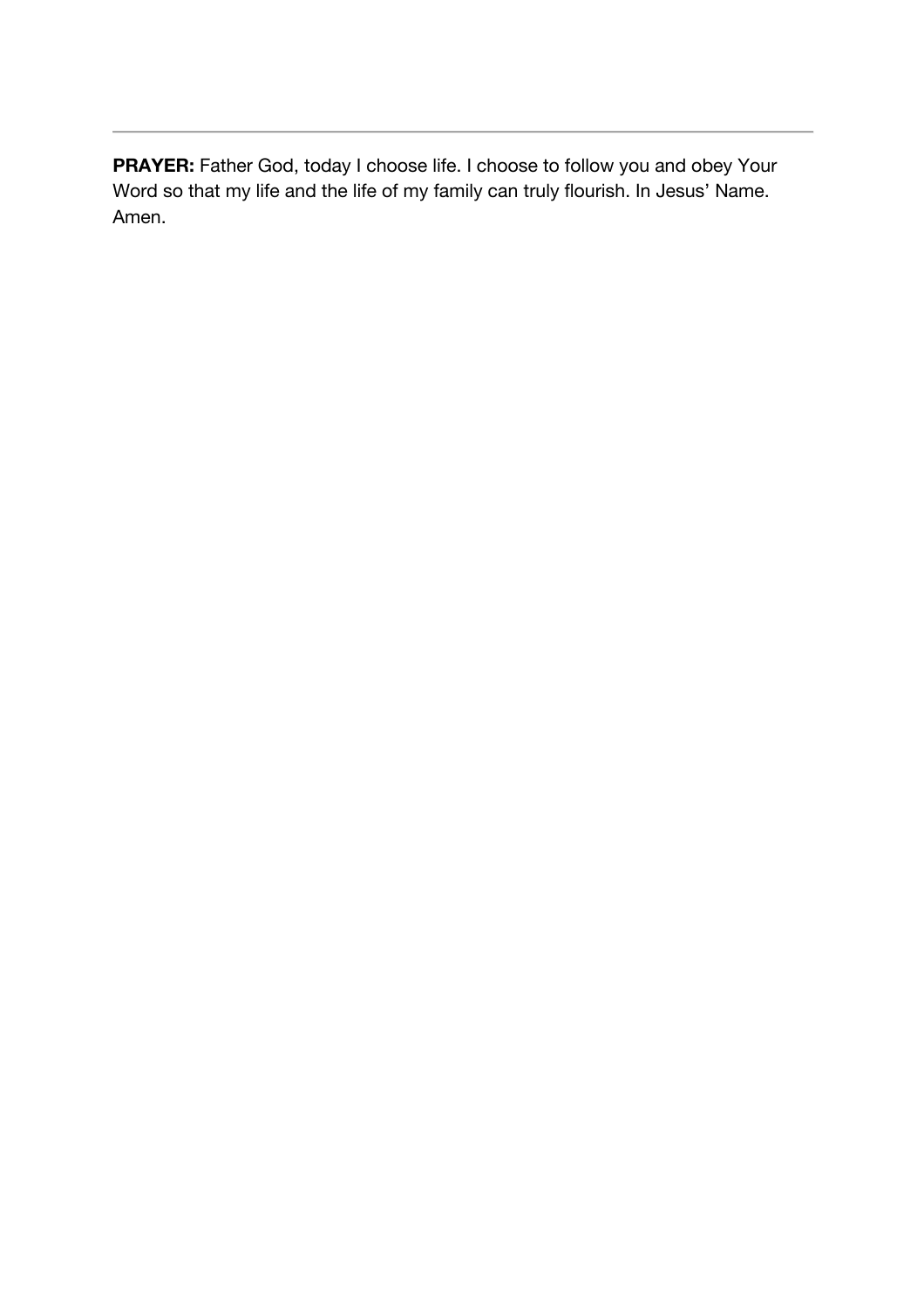---

**PRAYER:** Father God, today I choose life. I choose to follow you and obey Your Word so that my life and the life of my family can truly flourish. In Jesus' Name. Amen.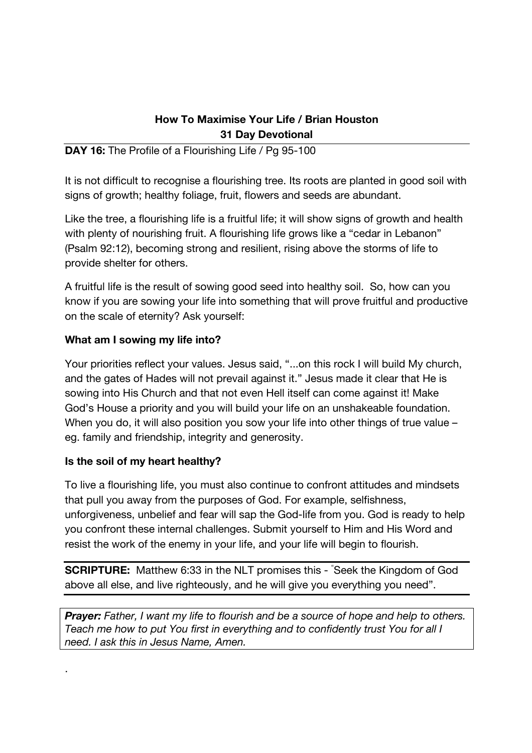**How To Maximise Your Life / Brian Houston**
**31 Day Devotional**

**DAY 16:** The Profile of a Flourishing Life / Pg 95-100

It is not difficult to recognise a flourishing tree. Its roots are planted in good soil with signs of growth; healthy foliage, fruit, flowers and seeds are abundant.

Like the tree, a flourishing life is a fruitful life; it will show signs of growth and health with plenty of nourishing fruit. A flourishing life grows like a "cedar in Lebanon" (Psalm 92:12), becoming strong and resilient, rising above the storms of life to provide shelter for others.

A fruitful life is the result of sowing good seed into healthy soil. So, how can you know if you are sowing your life into something that will prove fruitful and productive on the scale of eternity? Ask yourself:

**What am I sowing my life into?**

Your priorities reflect your values. Jesus said, "...on this rock I will build My church, and the gates of Hades will not prevail against it." Jesus made it clear that He is sowing into His Church and that not even Hell itself can come against it! Make God's House a priority and you will build your life on an unshakeable foundation. When you do, it will also position you sow your life into other things of true value – eg. family and friendship, integrity and generosity.

**Is the soil of my heart healthy?**

To live a flourishing life, you must also continue to confront attitudes and mindsets that pull you away from the purposes of God. For example, selfishness, unforgiveness, unbelief and fear will sap the God-life from you. God is ready to help you confront these internal challenges. Submit yourself to Him and His Word and resist the work of the enemy in your life, and your life will begin to flourish.

**SCRIPTURE:** Matthew 6:33 in the NLT promises this - "Seek the Kingdom of God above all else, and live righteously, and he will give you everything you need".

***Prayer:*** *Father, I want my life to flourish and be a source of hope and help to others. Teach me how to put You first in everything and to confidently trust You for all I need. I ask this in Jesus Name, Amen.*

.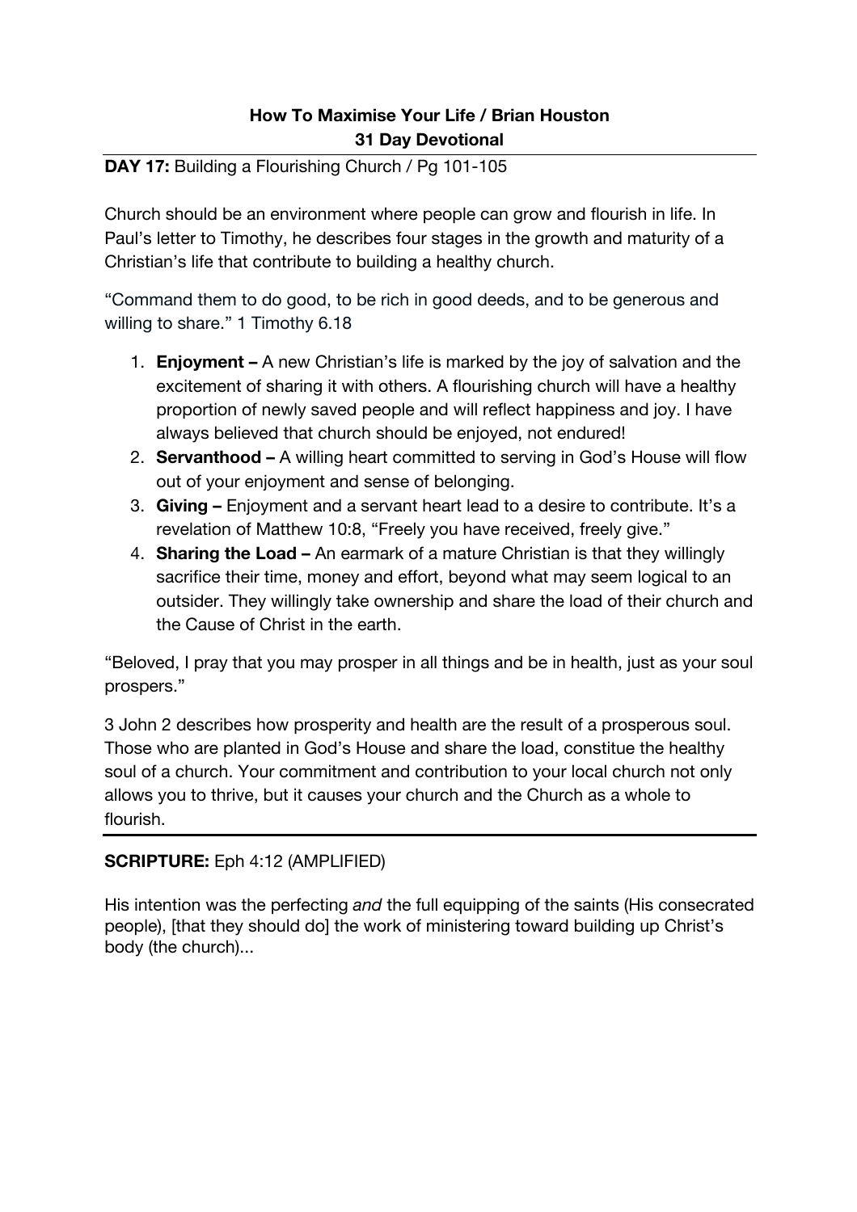**How To Maximise Your Life / Brian Houston**
**31 Day Devotional**

**DAY 17:** Building a Flourishing Church / Pg 101-105

Church should be an environment where people can grow and flourish in life. In Paul's letter to Timothy, he describes four stages in the growth and maturity of a Christian's life that contribute to building a healthy church.

"Command them to do good, to be rich in good deeds, and to be generous and willing to share." 1 Timothy 6.18

1. **Enjoyment –** A new Christian's life is marked by the joy of salvation and the excitement of sharing it with others. A flourishing church will have a healthy proportion of newly saved people and will reflect happiness and joy. I have always believed that church should be enjoyed, not endured!
2. **Servanthood –** A willing heart committed to serving in God's House will flow out of your enjoyment and sense of belonging.
3. **Giving –** Enjoyment and a servant heart lead to a desire to contribute. It's a revelation of Matthew 10:8, "Freely you have received, freely give."
4. **Sharing the Load –** An earmark of a mature Christian is that they willingly sacrifice their time, money and effort, beyond what may seem logical to an outsider. They willingly take ownership and share the load of their church and the Cause of Christ in the earth.

"Beloved, I pray that you may prosper in all things and be in health, just as your soul prospers."

3 John 2 describes how prosperity and health are the result of a prosperous soul. Those who are planted in God's House and share the load, constitue the healthy soul of a church. Your commitment and contribution to your local church not only allows you to thrive, but it causes your church and the Church as a whole to flourish.

---

**SCRIPTURE:** Eph 4:12 (AMPLIFIED)

His intention was the perfecting *and* the full equipping of the saints (His consecrated people), [that they should do] the work of ministering toward building up Christ's body (the church)...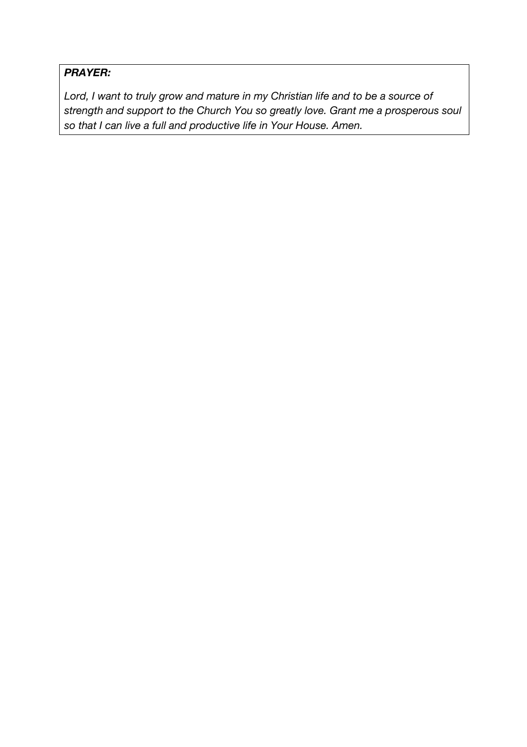***PRAYER:***

*Lord, I want to truly grow and mature in my Christian life and to be a source of strength and support to the Church You so greatly love. Grant me a prosperous soul so that I can live a full and productive life in Your House. Amen.*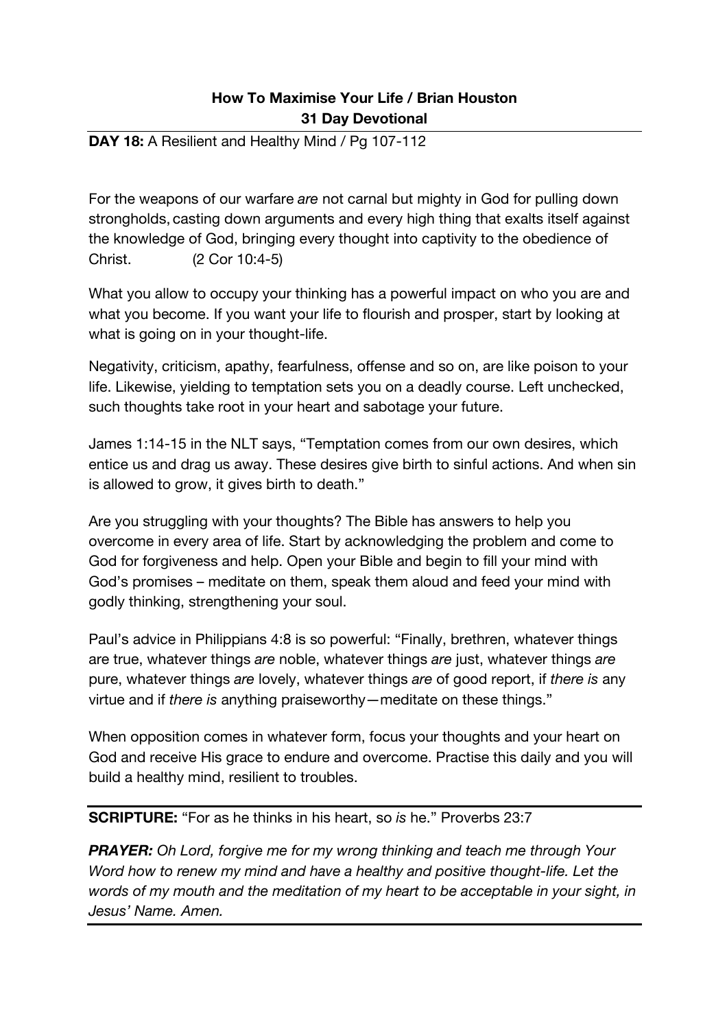**How To Maximise Your Life / Brian Houston**
**31 Day Devotional**

**DAY 18:** A Resilient and Healthy Mind / Pg 107-112

For the weapons of our warfare *are* not carnal but mighty in God for pulling down strongholds, casting down arguments and every high thing that exalts itself against the knowledge of God, bringing every thought into captivity to the obedience of Christ. (2 Cor 10:4-5)

What you allow to occupy your thinking has a powerful impact on who you are and what you become. If you want your life to flourish and prosper, start by looking at what is going on in your thought-life.

Negativity, criticism, apathy, fearfulness, offense and so on, are like poison to your life. Likewise, yielding to temptation sets you on a deadly course. Left unchecked, such thoughts take root in your heart and sabotage your future.

James 1:14-15 in the NLT says, "Temptation comes from our own desires, which entice us and drag us away. These desires give birth to sinful actions. And when sin is allowed to grow, it gives birth to death."

Are you struggling with your thoughts? The Bible has answers to help you overcome in every area of life. Start by acknowledging the problem and come to God for forgiveness and help. Open your Bible and begin to fill your mind with God's promises – meditate on them, speak them aloud and feed your mind with godly thinking, strengthening your soul.

Paul's advice in Philippians 4:8 is so powerful: "Finally, brethren, whatever things are true, whatever things *are* noble, whatever things *are* just, whatever things *are* pure, whatever things *are* lovely, whatever things *are* of good report, if *there is* any virtue and if *there is* anything praiseworthy—meditate on these things."

When opposition comes in whatever form, focus your thoughts and your heart on God and receive His grace to endure and overcome. Practise this daily and you will build a healthy mind, resilient to troubles.

---

**SCRIPTURE:** "For as he thinks in his heart, so *is* he." Proverbs 23:7

***PRAYER:*** *Oh Lord, forgive me for my wrong thinking and teach me through Your Word how to renew my mind and have a healthy and positive thought-life. Let the words of my mouth and the meditation of my heart to be acceptable in your sight, in Jesus' Name. Amen.*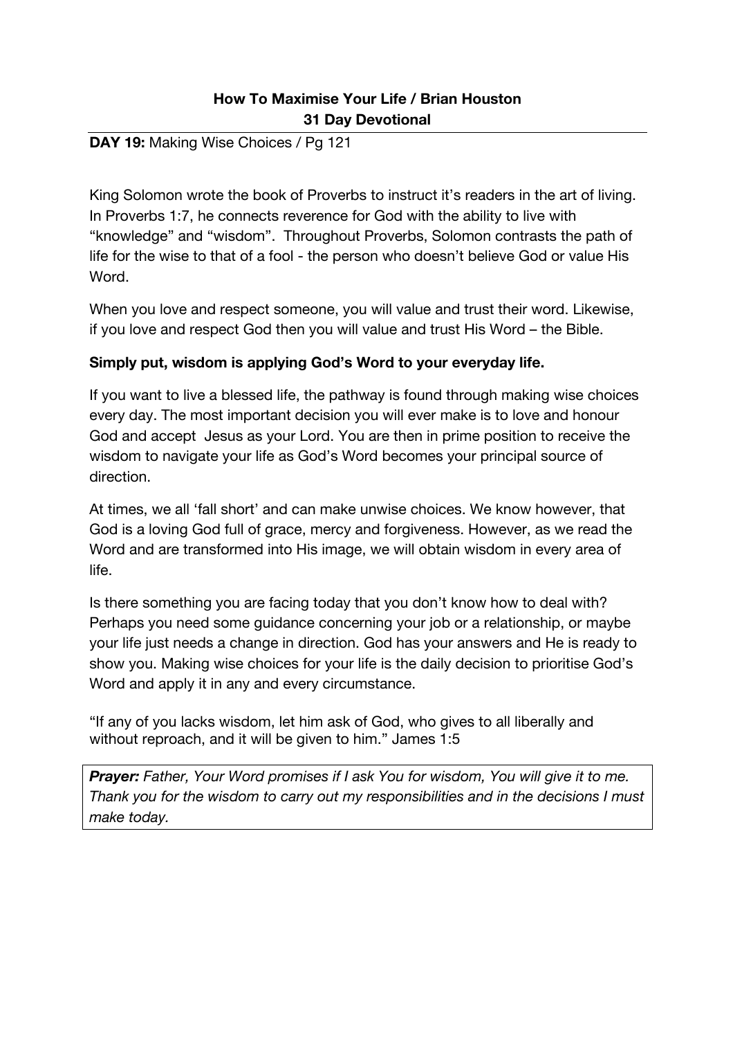**How To Maximise Your Life / Brian Houston**
**31 Day Devotional**

**DAY 19:** Making Wise Choices / Pg 121

King Solomon wrote the book of Proverbs to instruct it's readers in the art of living. In Proverbs 1:7, he connects reverence for God with the ability to live with "knowledge" and "wisdom". Throughout Proverbs, Solomon contrasts the path of life for the wise to that of a fool - the person who doesn't believe God or value His Word.

When you love and respect someone, you will value and trust their word. Likewise, if you love and respect God then you will value and trust His Word – the Bible.

**Simply put, wisdom is applying God's Word to your everyday life.**

If you want to live a blessed life, the pathway is found through making wise choices every day. The most important decision you will ever make is to love and honour God and accept Jesus as your Lord. You are then in prime position to receive the wisdom to navigate your life as God's Word becomes your principal source of direction.

At times, we all 'fall short' and can make unwise choices. We know however, that God is a loving God full of grace, mercy and forgiveness. However, as we read the Word and are transformed into His image, we will obtain wisdom in every area of life.

Is there something you are facing today that you don't know how to deal with? Perhaps you need some guidance concerning your job or a relationship, or maybe your life just needs a change in direction. God has your answers and He is ready to show you. Making wise choices for your life is the daily decision to prioritise God's Word and apply it in any and every circumstance.

"If any of you lacks wisdom, let him ask of God, who gives to all liberally and without reproach, and it will be given to him." James 1:5

***Prayer:*** *Father, Your Word promises if I ask You for wisdom, You will give it to me. Thank you for the wisdom to carry out my responsibilities and in the decisions I must make today.*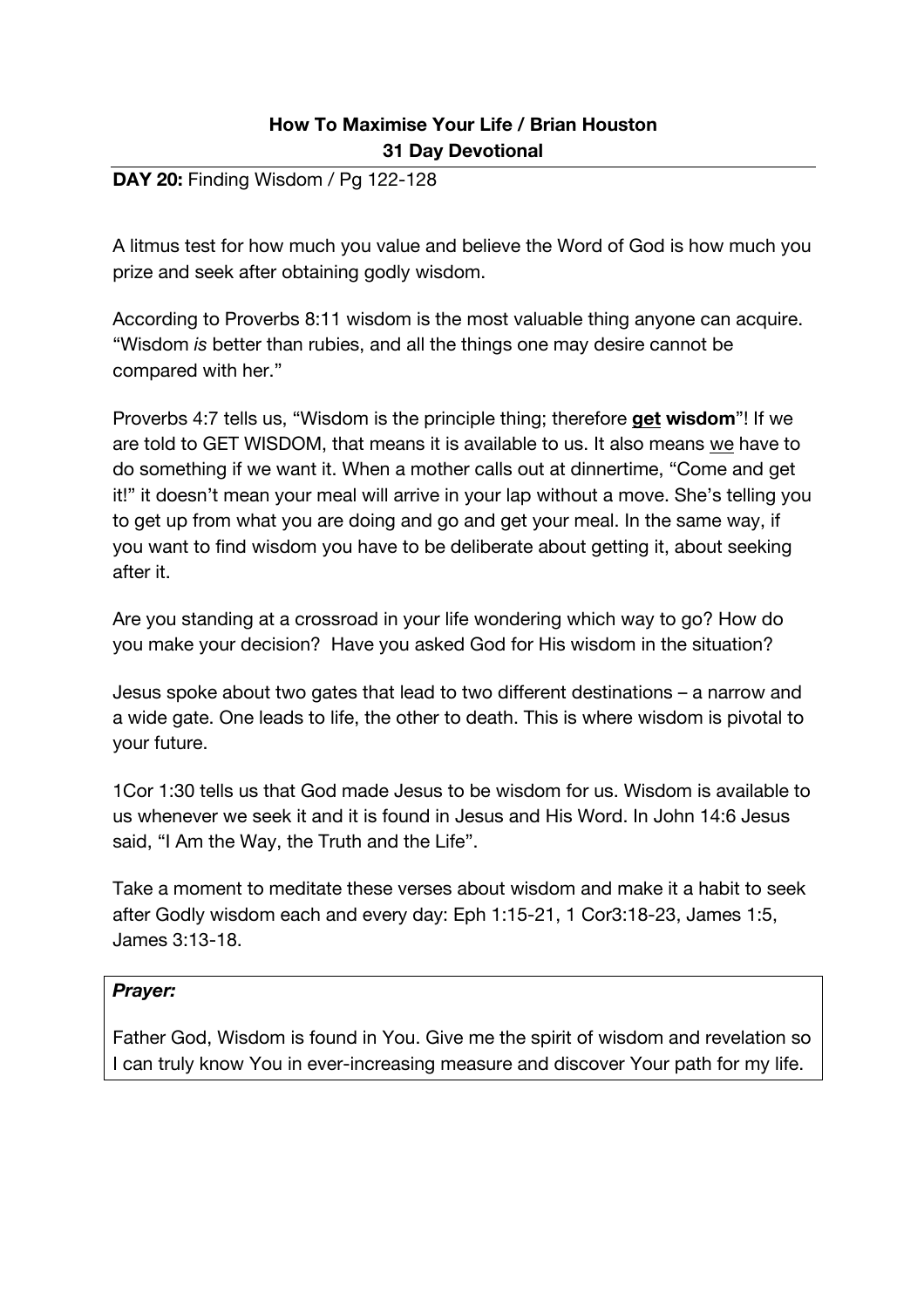**How To Maximise Your Life / Brian Houston**
**31 Day Devotional**

**DAY 20:** Finding Wisdom / Pg 122-128

A litmus test for how much you value and believe the Word of God is how much you prize and seek after obtaining godly wisdom.

According to Proverbs 8:11 wisdom is the most valuable thing anyone can acquire. "Wisdom *is* better than rubies, and all the things one may desire cannot be compared with her."

Proverbs 4:7 tells us, "Wisdom is the principle thing; therefore **get wisdom**"! If we are told to GET WISDOM, that means it is available to us. It also means we have to do something if we want it. When a mother calls out at dinnertime, "Come and get it!" it doesn't mean your meal will arrive in your lap without a move. She's telling you to get up from what you are doing and go and get your meal. In the same way, if you want to find wisdom you have to be deliberate about getting it, about seeking after it.

Are you standing at a crossroad in your life wondering which way to go? How do you make your decision? Have you asked God for His wisdom in the situation?

Jesus spoke about two gates that lead to two different destinations – a narrow and a wide gate. One leads to life, the other to death. This is where wisdom is pivotal to your future.

1Cor 1:30 tells us that God made Jesus to be wisdom for us. Wisdom is available to us whenever we seek it and it is found in Jesus and His Word. In John 14:6 Jesus said, "I Am the Way, the Truth and the Life".

Take a moment to meditate these verses about wisdom and make it a habit to seek after Godly wisdom each and every day: Eph 1:15-21, 1 Cor3:18-23, James 1:5, James 3:13-18.

***Prayer:***

Father God, Wisdom is found in You. Give me the spirit of wisdom and revelation so I can truly know You in ever-increasing measure and discover Your path for my life.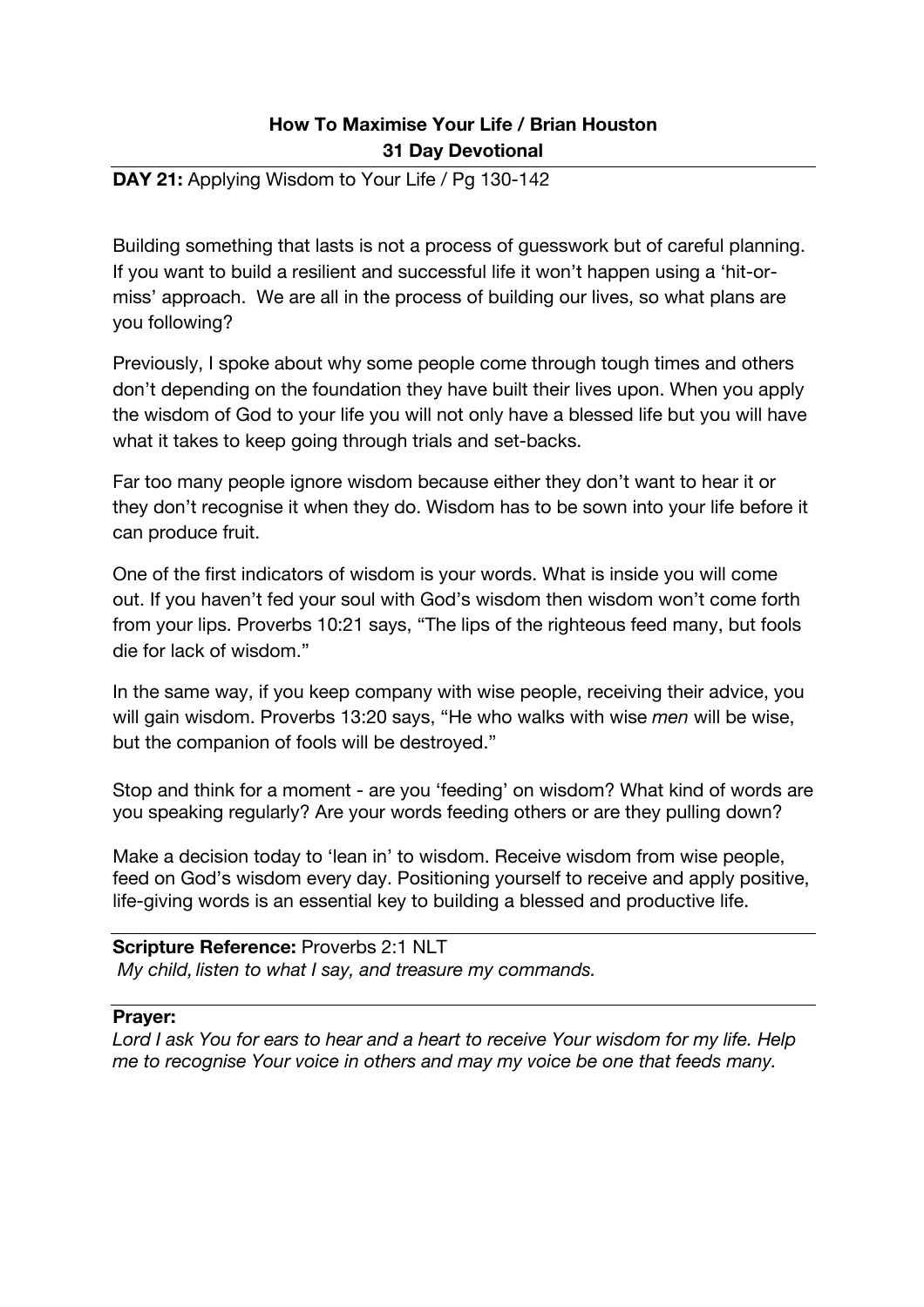**How To Maximise Your Life / Brian Houston**
**31 Day Devotional**

**DAY 21:** Applying Wisdom to Your Life / Pg 130-142

Building something that lasts is not a process of guesswork but of careful planning. If you want to build a resilient and successful life it won't happen using a 'hit-or-miss' approach. We are all in the process of building our lives, so what plans are you following?

Previously, I spoke about why some people come through tough times and others don't depending on the foundation they have built their lives upon. When you apply the wisdom of God to your life you will not only have a blessed life but you will have what it takes to keep going through trials and set-backs.

Far too many people ignore wisdom because either they don't want to hear it or they don't recognise it when they do. Wisdom has to be sown into your life before it can produce fruit.

One of the first indicators of wisdom is your words. What is inside you will come out. If you haven't fed your soul with God's wisdom then wisdom won't come forth from your lips. Proverbs 10:21 says, "The lips of the righteous feed many, but fools die for lack of wisdom."

In the same way, if you keep company with wise people, receiving their advice, you will gain wisdom. Proverbs 13:20 says, "He who walks with wise *men* will be wise, but the companion of fools will be destroyed."

Stop and think for a moment - are you 'feeding' on wisdom? What kind of words are you speaking regularly? Are your words feeding others or are they pulling down?

Make a decision today to 'lean in' to wisdom. Receive wisdom from wise people, feed on God's wisdom every day. Positioning yourself to receive and apply positive, life-giving words is an essential key to building a blessed and productive life.

**Scripture Reference:** Proverbs 2:1 NLT
*My child, listen to what I say, and treasure my commands.*

**Prayer:**
*Lord I ask You for ears to hear and a heart to receive Your wisdom for my life. Help me to recognise Your voice in others and may my voice be one that feeds many.*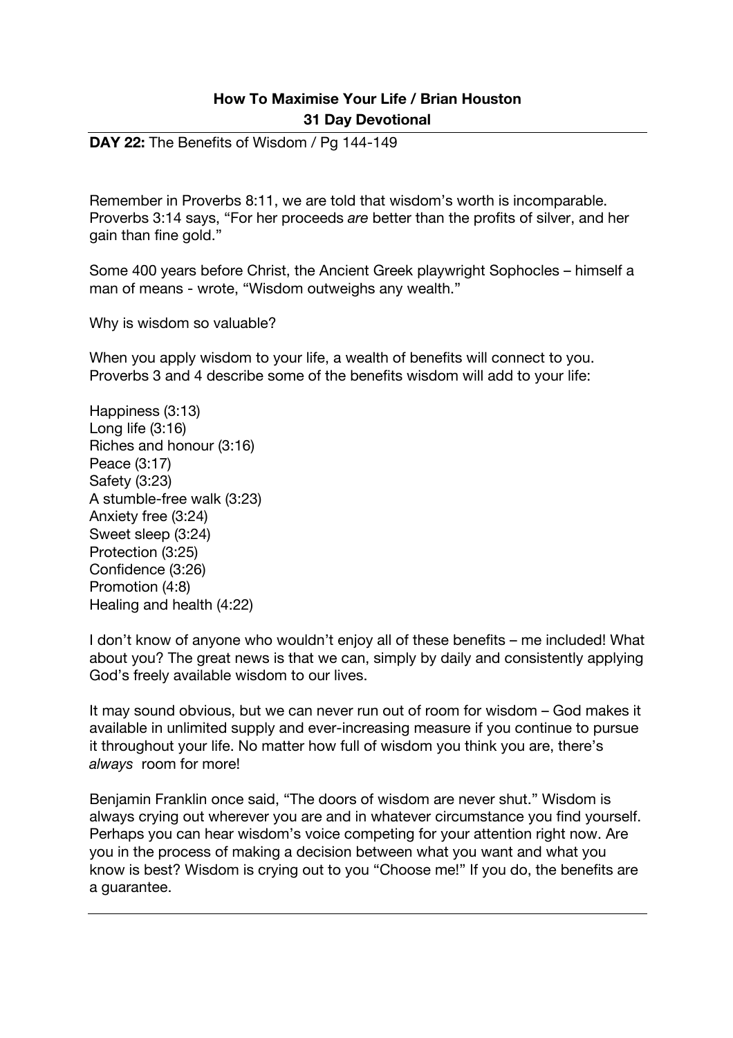**How To Maximise Your Life / Brian Houston**
**31 Day Devotional**

**DAY 22:** The Benefits of Wisdom / Pg 144-149

Remember in Proverbs 8:11, we are told that wisdom's worth is incomparable. Proverbs 3:14 says, "For her proceeds *are* better than the profits of silver, and her gain than fine gold."

Some 400 years before Christ, the Ancient Greek playwright Sophocles – himself a man of means - wrote, "Wisdom outweighs any wealth."

Why is wisdom so valuable?

When you apply wisdom to your life, a wealth of benefits will connect to you. Proverbs 3 and 4 describe some of the benefits wisdom will add to your life:

Happiness (3:13)
Long life (3:16)
Riches and honour (3:16)
Peace (3:17)
Safety (3:23)
A stumble-free walk (3:23)
Anxiety free (3:24)
Sweet sleep (3:24)
Protection (3:25)
Confidence (3:26)
Promotion (4:8)
Healing and health (4:22)

I don't know of anyone who wouldn't enjoy all of these benefits – me included! What about you? The great news is that we can, simply by daily and consistently applying God's freely available wisdom to our lives.

It may sound obvious, but we can never run out of room for wisdom – God makes it available in unlimited supply and ever-increasing measure if you continue to pursue it throughout your life. No matter how full of wisdom you think you are, there's *always* room for more!

Benjamin Franklin once said, "The doors of wisdom are never shut." Wisdom is always crying out wherever you are and in whatever circumstance you find yourself. Perhaps you can hear wisdom's voice competing for your attention right now. Are you in the process of making a decision between what you want and what you know is best? Wisdom is crying out to you "Choose me!" If you do, the benefits are a guarantee.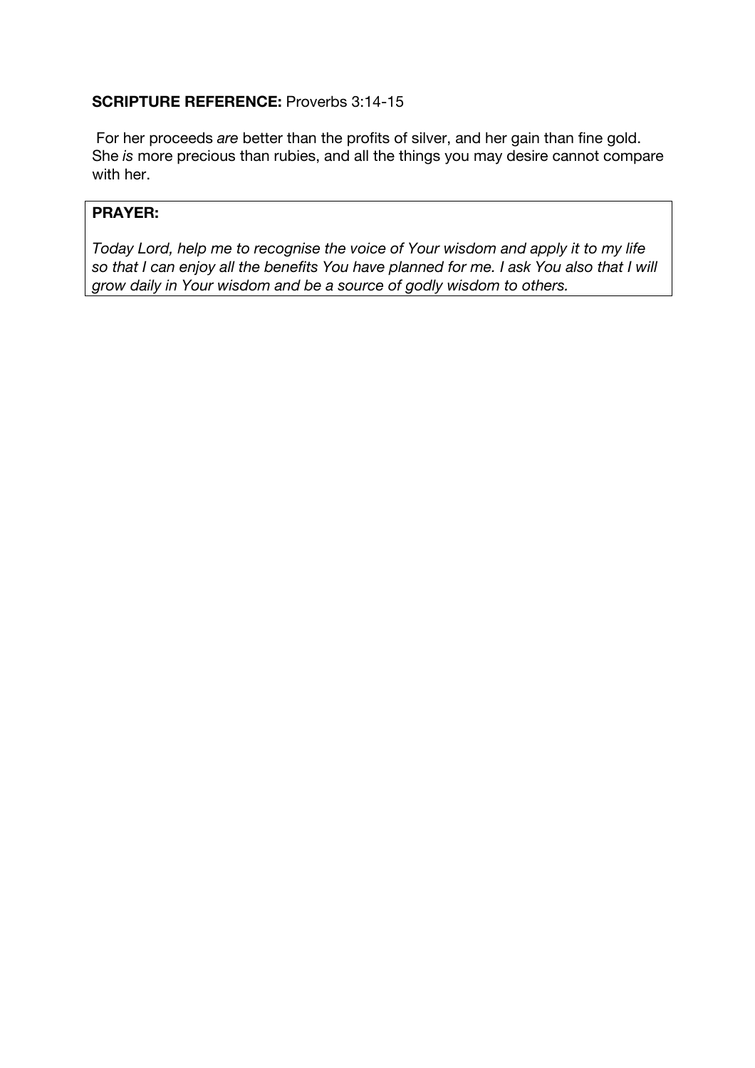**SCRIPTURE REFERENCE:** Proverbs 3:14-15

For her proceeds *are* better than the profits of silver, and her gain than fine gold. She *is* more precious than rubies, and all the things you may desire cannot compare with her.

**PRAYER:**

*Today Lord, help me to recognise the voice of Your wisdom and apply it to my life so that I can enjoy all the benefits You have planned for me. I ask You also that I will grow daily in Your wisdom and be a source of godly wisdom to others.*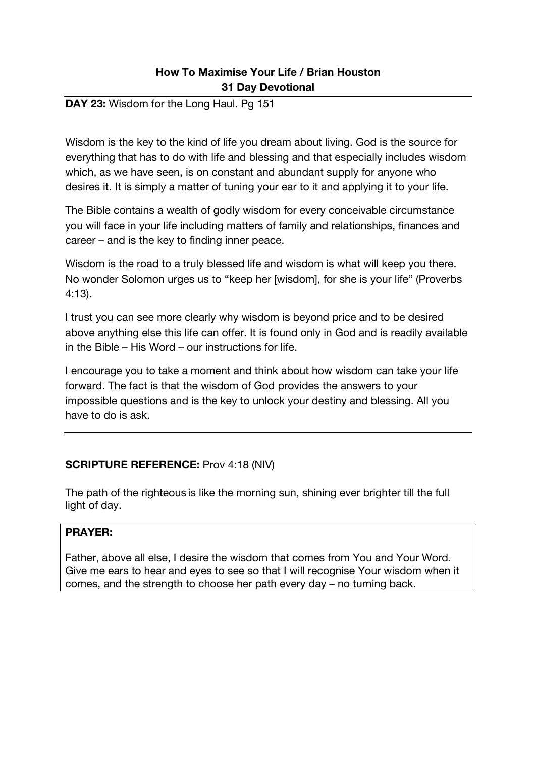**How To Maximise Your Life / Brian Houston**
**31 Day Devotional**

**DAY 23:** Wisdom for the Long Haul. Pg 151

Wisdom is the key to the kind of life you dream about living. God is the source for everything that has to do with life and blessing and that especially includes wisdom which, as we have seen, is on constant and abundant supply for anyone who desires it. It is simply a matter of tuning your ear to it and applying it to your life.

The Bible contains a wealth of godly wisdom for every conceivable circumstance you will face in your life including matters of family and relationships, finances and career – and is the key to finding inner peace.

Wisdom is the road to a truly blessed life and wisdom is what will keep you there. No wonder Solomon urges us to "keep her [wisdom], for she is your life" (Proverbs 4:13).

I trust you can see more clearly why wisdom is beyond price and to be desired above anything else this life can offer. It is found only in God and is readily available in the Bible – His Word – our instructions for life.

I encourage you to take a moment and think about how wisdom can take your life forward. The fact is that the wisdom of God provides the answers to your impossible questions and is the key to unlock your destiny and blessing. All you have to do is ask.

---

**SCRIPTURE REFERENCE:** Prov 4:18 (NIV)

The path of the righteous is like the morning sun, shining ever brighter till the full light of day.

**PRAYER:**

Father, above all else, I desire the wisdom that comes from You and Your Word. Give me ears to hear and eyes to see so that I will recognise Your wisdom when it comes, and the strength to choose her path every day – no turning back.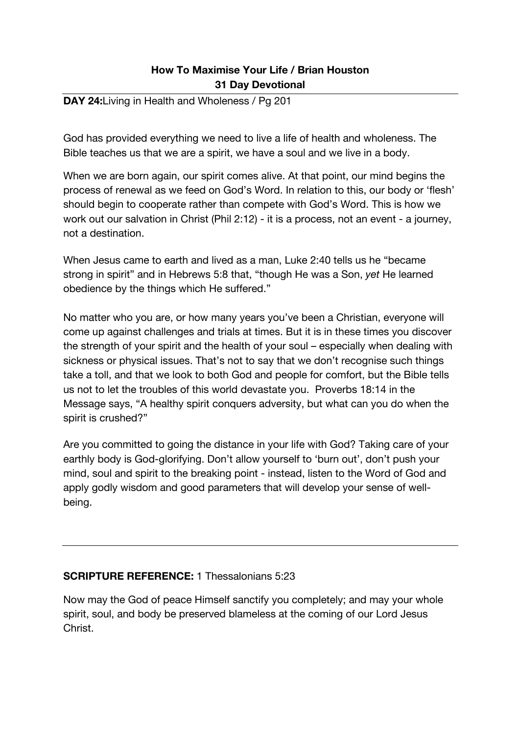**How To Maximise Your Life / Brian Houston**
**31 Day Devotional**

**DAY 24:**Living in Health and Wholeness / Pg 201

God has provided everything we need to live a life of health and wholeness. The Bible teaches us that we are a spirit, we have a soul and we live in a body.

When we are born again, our spirit comes alive. At that point, our mind begins the process of renewal as we feed on God's Word. In relation to this, our body or 'flesh' should begin to cooperate rather than compete with God's Word. This is how we work out our salvation in Christ (Phil 2:12) - it is a process, not an event - a journey, not a destination.

When Jesus came to earth and lived as a man, Luke 2:40 tells us he "became strong in spirit" and in Hebrews 5:8 that, "though He was a Son, *yet* He learned obedience by the things which He suffered."

No matter who you are, or how many years you've been a Christian, everyone will come up against challenges and trials at times. But it is in these times you discover the strength of your spirit and the health of your soul – especially when dealing with sickness or physical issues. That's not to say that we don't recognise such things take a toll, and that we look to both God and people for comfort, but the Bible tells us not to let the troubles of this world devastate you. Proverbs 18:14 in the Message says, "A healthy spirit conquers adversity, but what can you do when the spirit is crushed?"

Are you committed to going the distance in your life with God? Taking care of your earthly body is God-glorifying. Don't allow yourself to 'burn out', don't push your mind, soul and spirit to the breaking point - instead, listen to the Word of God and apply godly wisdom and good parameters that will develop your sense of well-being.

---

**SCRIPTURE REFERENCE:** 1 Thessalonians 5:23

Now may the God of peace Himself sanctify you completely; and may your whole spirit, soul, and body be preserved blameless at the coming of our Lord Jesus Christ.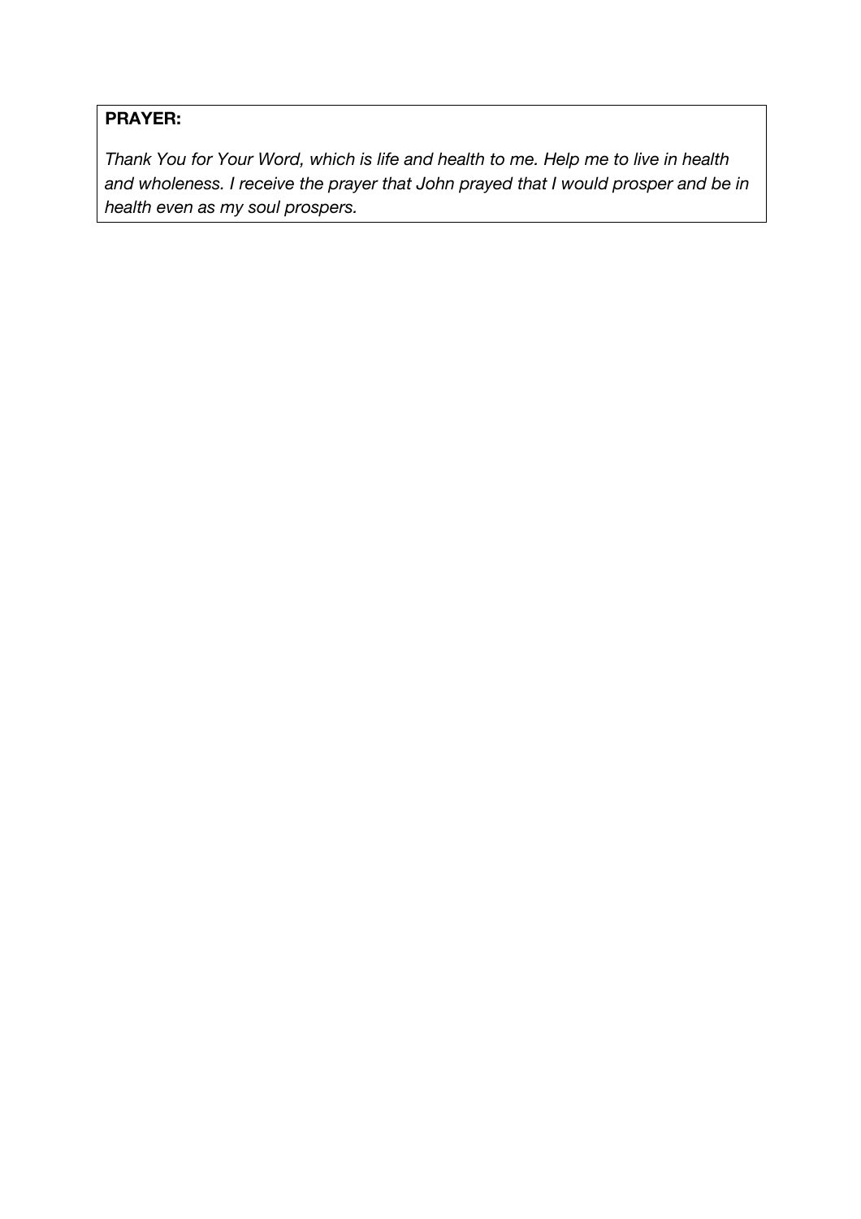**PRAYER:**

*Thank You for Your Word, which is life and health to me. Help me to live in health and wholeness. I receive the prayer that John prayed that I would prosper and be in health even as my soul prospers.*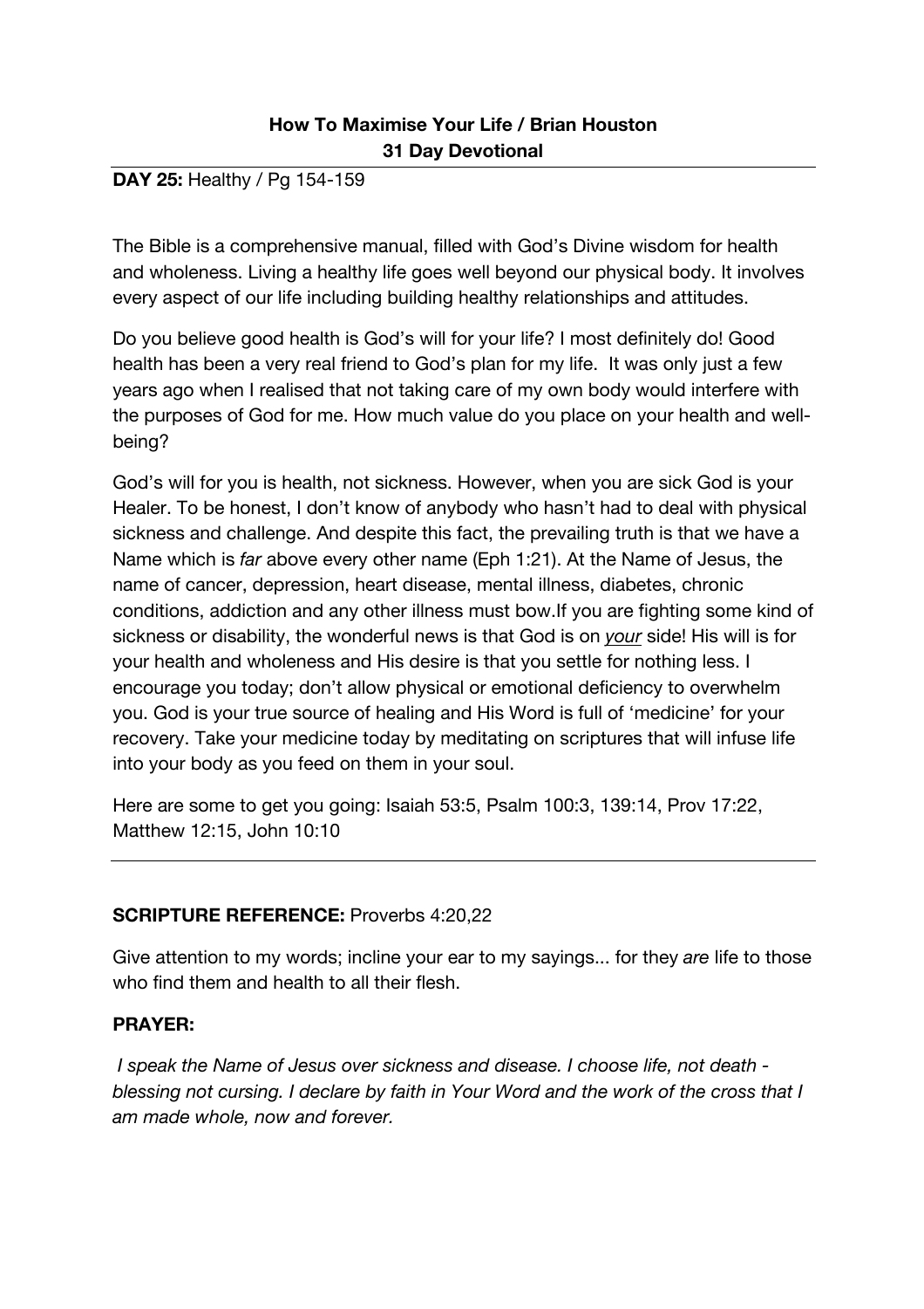**How To Maximise Your Life / Brian Houston**
**31 Day Devotional**

**DAY 25:** Healthy / Pg 154-159

The Bible is a comprehensive manual, filled with God's Divine wisdom for health and wholeness. Living a healthy life goes well beyond our physical body. It involves every aspect of our life including building healthy relationships and attitudes.

Do you believe good health is God's will for your life? I most definitely do! Good health has been a very real friend to God's plan for my life. It was only just a few years ago when I realised that not taking care of my own body would interfere with the purposes of God for me. How much value do you place on your health and well-being?

God's will for you is health, not sickness. However, when you are sick God is your Healer. To be honest, I don't know of anybody who hasn't had to deal with physical sickness and challenge. And despite this fact, the prevailing truth is that we have a Name which is *far* above every other name (Eph 1:21). At the Name of Jesus, the name of cancer, depression, heart disease, mental illness, diabetes, chronic conditions, addiction and any other illness must bow.If you are fighting some kind of sickness or disability, the wonderful news is that God is on *<u>your</u>* side! His will is for your health and wholeness and His desire is that you settle for nothing less. I encourage you today; don't allow physical or emotional deficiency to overwhelm you. God is your true source of healing and His Word is full of 'medicine' for your recovery. Take your medicine today by meditating on scriptures that will infuse life into your body as you feed on them in your soul.

Here are some to get you going: Isaiah 53:5, Psalm 100:3, 139:14, Prov 17:22, Matthew 12:15, John 10:10

---

**SCRIPTURE REFERENCE:** Proverbs 4:20,22

Give attention to my words; incline your ear to my sayings... for they *are* life to those who find them and health to all their flesh.

**PRAYER:**

*I speak the Name of Jesus over sickness and disease. I choose life, not death - blessing not cursing. I declare by faith in Your Word and the work of the cross that I am made whole, now and forever.*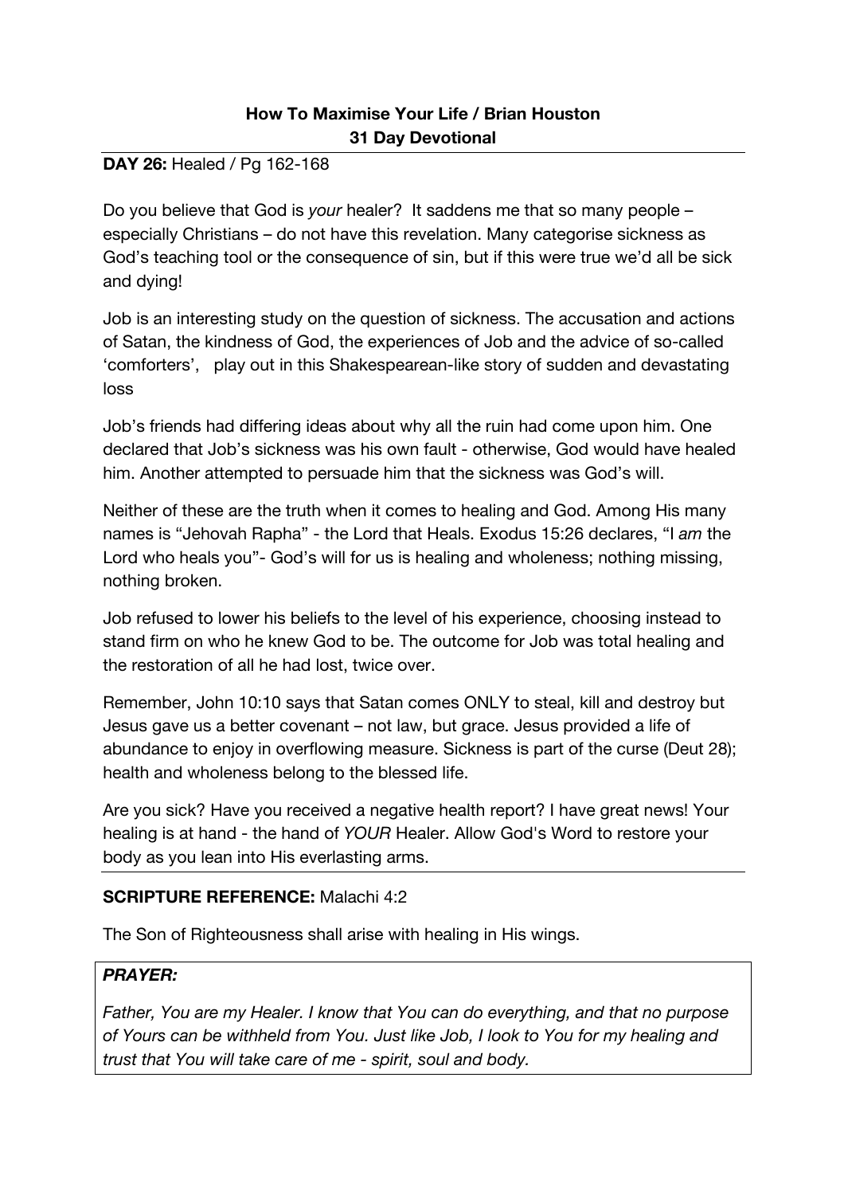**How To Maximise Your Life / Brian Houston**
**31 Day Devotional**

**DAY 26:** Healed / Pg 162-168

Do you believe that God is *your* healer? It saddens me that so many people – especially Christians – do not have this revelation. Many categorise sickness as God's teaching tool or the consequence of sin, but if this were true we'd all be sick and dying!

Job is an interesting study on the question of sickness. The accusation and actions of Satan, the kindness of God, the experiences of Job and the advice of so-called 'comforters', play out in this Shakespearean-like story of sudden and devastating loss

Job's friends had differing ideas about why all the ruin had come upon him. One declared that Job's sickness was his own fault - otherwise, God would have healed him. Another attempted to persuade him that the sickness was God's will.

Neither of these are the truth when it comes to healing and God. Among His many names is "Jehovah Rapha" - the Lord that Heals. Exodus 15:26 declares, "I *am* the Lord who heals you"- God's will for us is healing and wholeness; nothing missing, nothing broken.

Job refused to lower his beliefs to the level of his experience, choosing instead to stand firm on who he knew God to be. The outcome for Job was total healing and the restoration of all he had lost, twice over.

Remember, John 10:10 says that Satan comes ONLY to steal, kill and destroy but Jesus gave us a better covenant – not law, but grace. Jesus provided a life of abundance to enjoy in overflowing measure. Sickness is part of the curse (Deut 28); health and wholeness belong to the blessed life.

Are you sick? Have you received a negative health report? I have great news! Your healing is at hand - the hand of *YOUR* Healer. Allow God's Word to restore your body as you lean into His everlasting arms.

**SCRIPTURE REFERENCE:** Malachi 4:2

The Son of Righteousness shall arise with healing in His wings.

***PRAYER:***

*Father, You are my Healer. I know that You can do everything, and that no purpose of Yours can be withheld from You. Just like Job, I look to You for my healing and trust that You will take care of me - spirit, soul and body.*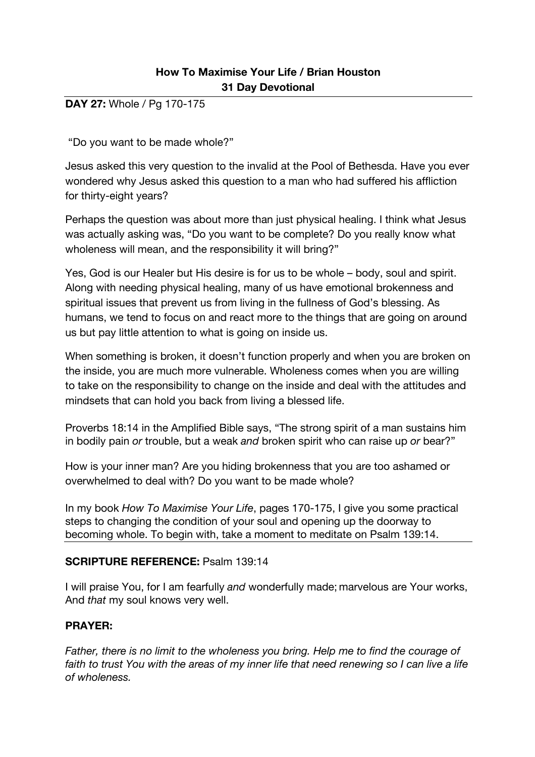**How To Maximise Your Life / Brian Houston**
**31 Day Devotional**

**DAY 27:** Whole / Pg 170-175

"Do you want to be made whole?"

Jesus asked this very question to the invalid at the Pool of Bethesda. Have you ever wondered why Jesus asked this question to a man who had suffered his affliction for thirty-eight years?

Perhaps the question was about more than just physical healing. I think what Jesus was actually asking was, "Do you want to be complete? Do you really know what wholeness will mean, and the responsibility it will bring?"

Yes, God is our Healer but His desire is for us to be whole – body, soul and spirit. Along with needing physical healing, many of us have emotional brokenness and spiritual issues that prevent us from living in the fullness of God's blessing. As humans, we tend to focus on and react more to the things that are going on around us but pay little attention to what is going on inside us.

When something is broken, it doesn't function properly and when you are broken on the inside, you are much more vulnerable. Wholeness comes when you are willing to take on the responsibility to change on the inside and deal with the attitudes and mindsets that can hold you back from living a blessed life.

Proverbs 18:14 in the Amplified Bible says, "The strong spirit of a man sustains him in bodily pain *or* trouble, but a weak *and* broken spirit who can raise up *or* bear?"

How is your inner man? Are you hiding brokenness that you are too ashamed or overwhelmed to deal with? Do you want to be made whole?

In my book *How To Maximise Your Life*, pages 170-175, I give you some practical steps to changing the condition of your soul and opening up the doorway to becoming whole. To begin with, take a moment to meditate on Psalm 139:14.

**SCRIPTURE REFERENCE:** Psalm 139:14

I will praise You, for I am fearfully *and* wonderfully made; marvelous are Your works, And *that* my soul knows very well.

**PRAYER:**

*Father, there is no limit to the wholeness you bring. Help me to find the courage of faith to trust You with the areas of my inner life that need renewing so I can live a life of wholeness.*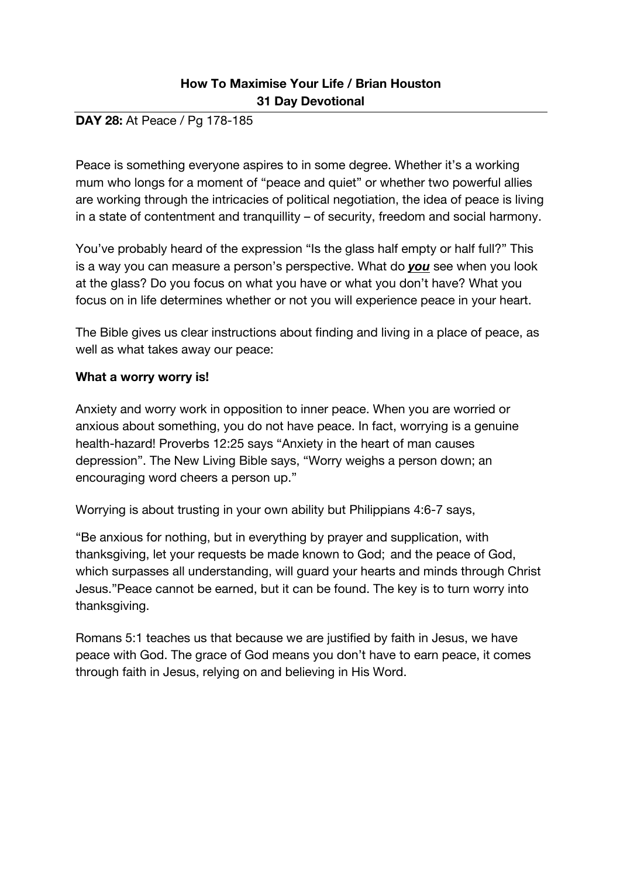**How To Maximise Your Life / Brian Houston**
**31 Day Devotional**

**DAY 28:** At Peace / Pg 178-185

Peace is something everyone aspires to in some degree. Whether it's a working mum who longs for a moment of "peace and quiet" or whether two powerful allies are working through the intricacies of political negotiation, the idea of peace is living in a state of contentment and tranquillity – of security, freedom and social harmony.

You've probably heard of the expression "Is the glass half empty or half full?" This is a way you can measure a person's perspective. What do ***<u>you</u>*** see when you look at the glass? Do you focus on what you have or what you don't have? What you focus on in life determines whether or not you will experience peace in your heart.

The Bible gives us clear instructions about finding and living in a place of peace, as well as what takes away our peace:

**What a worry worry is!**

Anxiety and worry work in opposition to inner peace. When you are worried or anxious about something, you do not have peace. In fact, worrying is a genuine health-hazard! Proverbs 12:25 says "Anxiety in the heart of man causes depression". The New Living Bible says, "Worry weighs a person down; an encouraging word cheers a person up."

Worrying is about trusting in your own ability but Philippians 4:6-7 says,

"Be anxious for nothing, but in everything by prayer and supplication, with thanksgiving, let your requests be made known to God; and the peace of God, which surpasses all understanding, will guard your hearts and minds through Christ Jesus."Peace cannot be earned, but it can be found. The key is to turn worry into thanksgiving.

Romans 5:1 teaches us that because we are justified by faith in Jesus, we have peace with God. The grace of God means you don't have to earn peace, it comes through faith in Jesus, relying on and believing in His Word.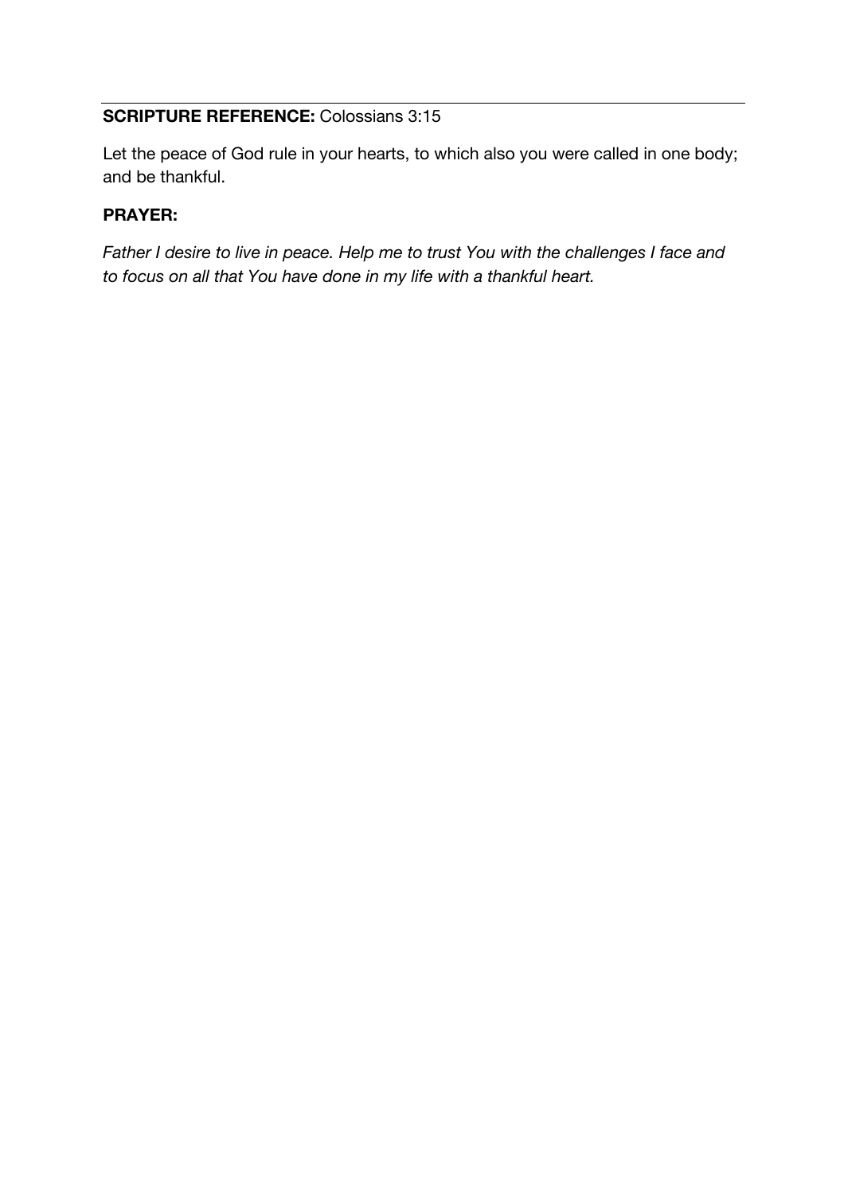**SCRIPTURE REFERENCE:** Colossians 3:15

Let the peace of God rule in your hearts, to which also you were called in one body; and be thankful.

**PRAYER:**

*Father I desire to live in peace. Help me to trust You with the challenges I face and to focus on all that You have done in my life with a thankful heart.*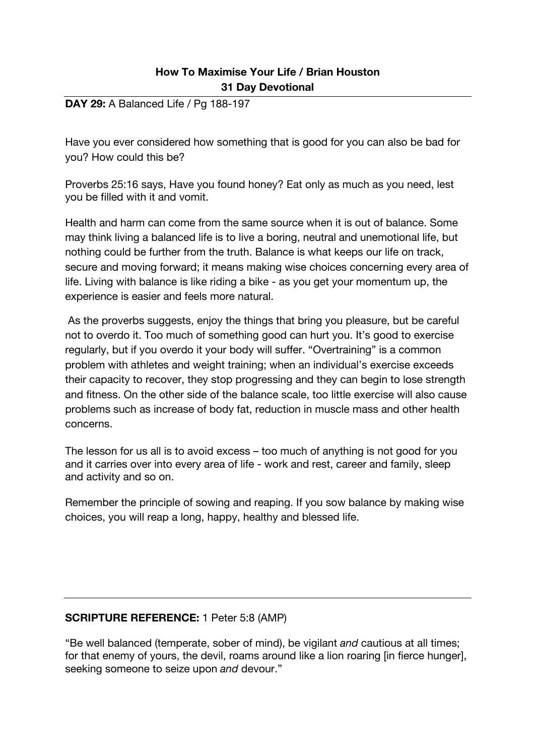**How To Maximise Your Life / Brian Houston**
**31 Day Devotional**

---

**DAY 29:** A Balanced Life / Pg 188-197

Have you ever considered how something that is good for you can also be bad for you? How could this be?

Proverbs 25:16 says, Have you found honey? Eat only as much as you need, lest you be filled with it and vomit.

Health and harm can come from the same source when it is out of balance. Some may think living a balanced life is to live a boring, neutral and unemotional life, but nothing could be further from the truth. Balance is what keeps our life on track, secure and moving forward; it means making wise choices concerning every area of life. Living with balance is like riding a bike - as you get your momentum up, the experience is easier and feels more natural.

As the proverbs suggests, enjoy the things that bring you pleasure, but be careful not to overdo it. Too much of something good can hurt you. It's good to exercise regularly, but if you overdo it your body will suffer. "Overtraining" is a common problem with athletes and weight training; when an individual's exercise exceeds their capacity to recover, they stop progressing and they can begin to lose strength and fitness. On the other side of the balance scale, too little exercise will also cause problems such as increase of body fat, reduction in muscle mass and other health concerns.

The lesson for us all is to avoid excess – too much of anything is not good for you and it carries over into every area of life - work and rest, career and family, sleep and activity and so on.

Remember the principle of sowing and reaping. If you sow balance by making wise choices, you will reap a long, happy, healthy and blessed life.

---

**SCRIPTURE REFERENCE:** 1 Peter 5:8 (AMP)

"Be well balanced (temperate, sober of mind), be vigilant *and* cautious at all times; for that enemy of yours, the devil, roams around like a lion roaring [in fierce hunger], seeking someone to seize upon *and* devour."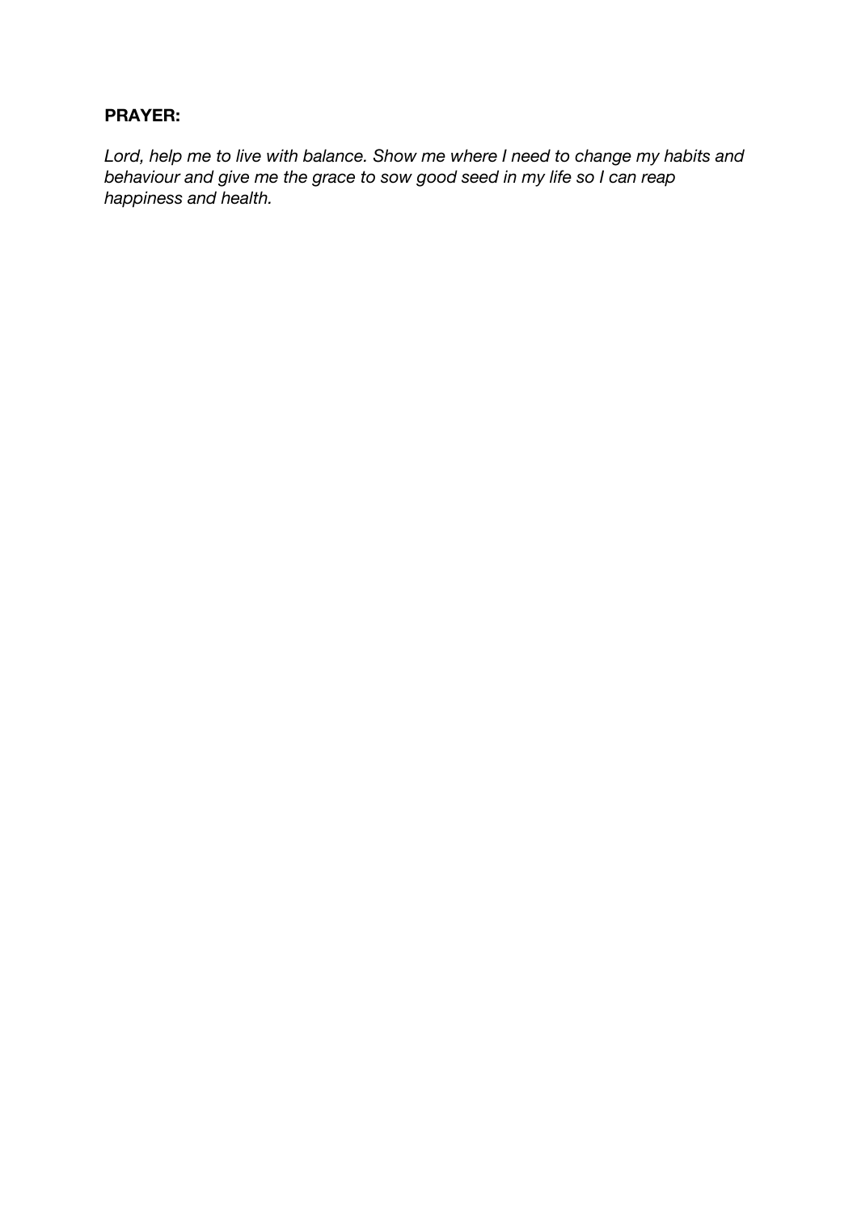**PRAYER:**

*Lord, help me to live with balance. Show me where I need to change my habits and behaviour and give me the grace to sow good seed in my life so I can reap happiness and health.*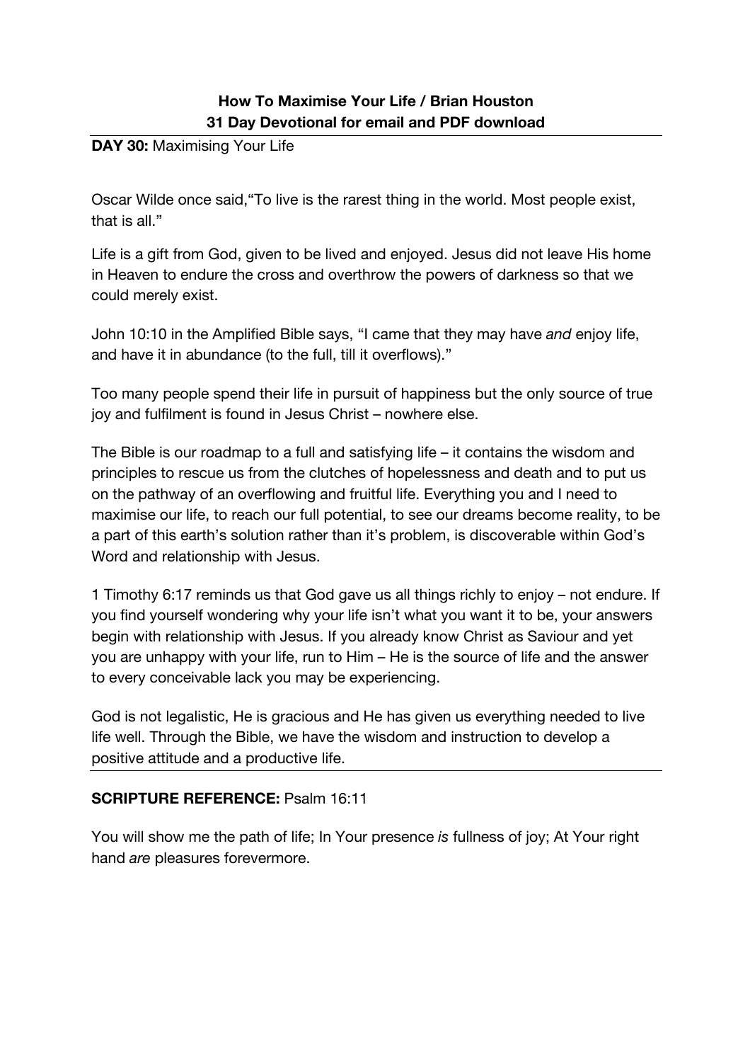**How To Maximise Your Life / Brian Houston**
**31 Day Devotional for email and PDF download**

**DAY 30:** Maximising Your Life

Oscar Wilde once said,"To live is the rarest thing in the world. Most people exist, that is all."

Life is a gift from God, given to be lived and enjoyed. Jesus did not leave His home in Heaven to endure the cross and overthrow the powers of darkness so that we could merely exist.

John 10:10 in the Amplified Bible says, "I came that they may have *and* enjoy life, and have it in abundance (to the full, till it overflows)."

Too many people spend their life in pursuit of happiness but the only source of true joy and fulfilment is found in Jesus Christ – nowhere else.

The Bible is our roadmap to a full and satisfying life – it contains the wisdom and principles to rescue us from the clutches of hopelessness and death and to put us on the pathway of an overflowing and fruitful life. Everything you and I need to maximise our life, to reach our full potential, to see our dreams become reality, to be a part of this earth's solution rather than it's problem, is discoverable within God's Word and relationship with Jesus.

1 Timothy 6:17 reminds us that God gave us all things richly to enjoy – not endure. If you find yourself wondering why your life isn't what you want it to be, your answers begin with relationship with Jesus. If you already know Christ as Saviour and yet you are unhappy with your life, run to Him – He is the source of life and the answer to every conceivable lack you may be experiencing.

God is not legalistic, He is gracious and He has given us everything needed to live life well. Through the Bible, we have the wisdom and instruction to develop a positive attitude and a productive life.

**SCRIPTURE REFERENCE:** Psalm 16:11

You will show me the path of life; In Your presence *is* fullness of joy; At Your right hand *are* pleasures forevermore.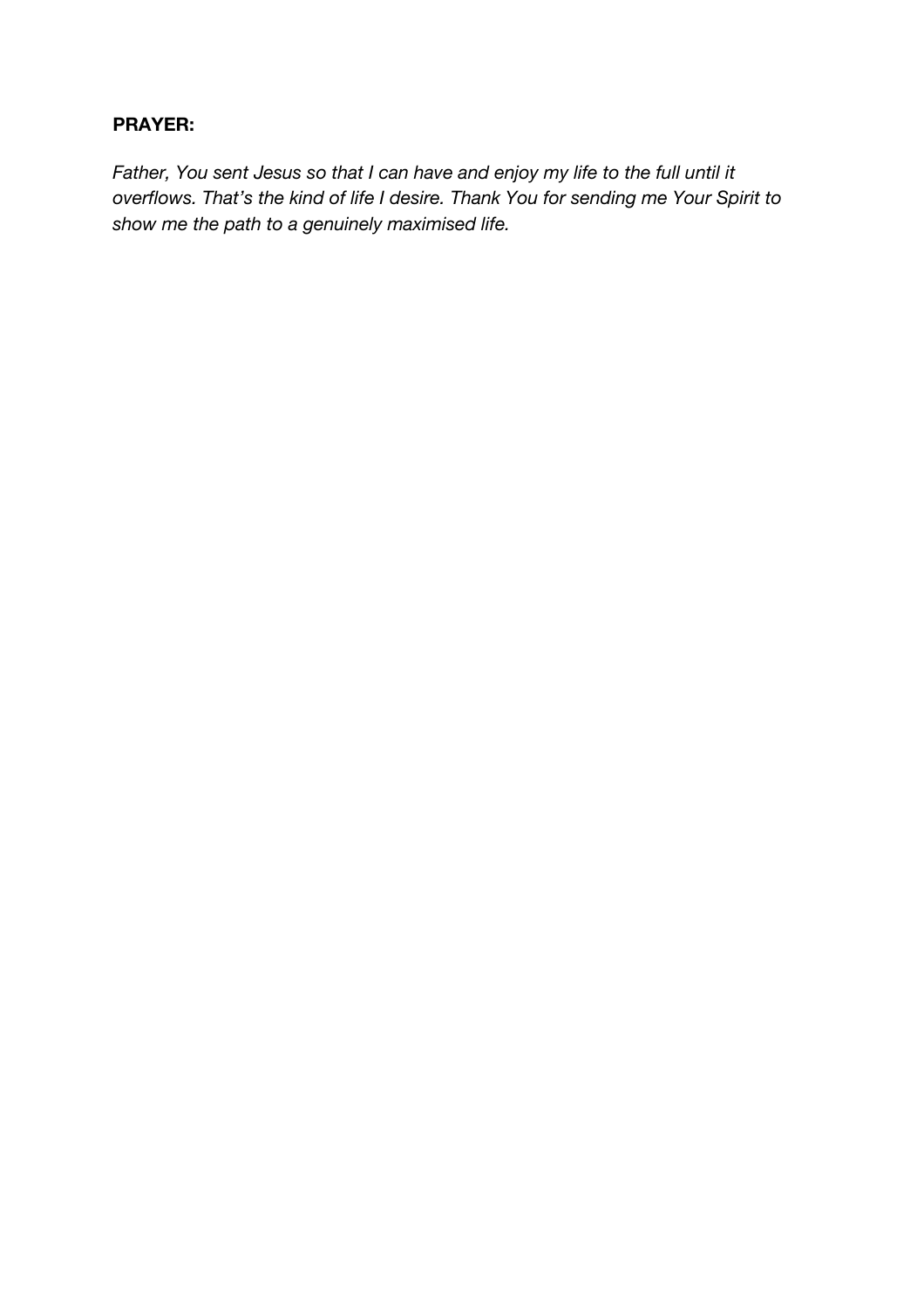**PRAYER:**

*Father, You sent Jesus so that I can have and enjoy my life to the full until it overflows. That's the kind of life I desire. Thank You for sending me Your Spirit to show me the path to a genuinely maximised life.*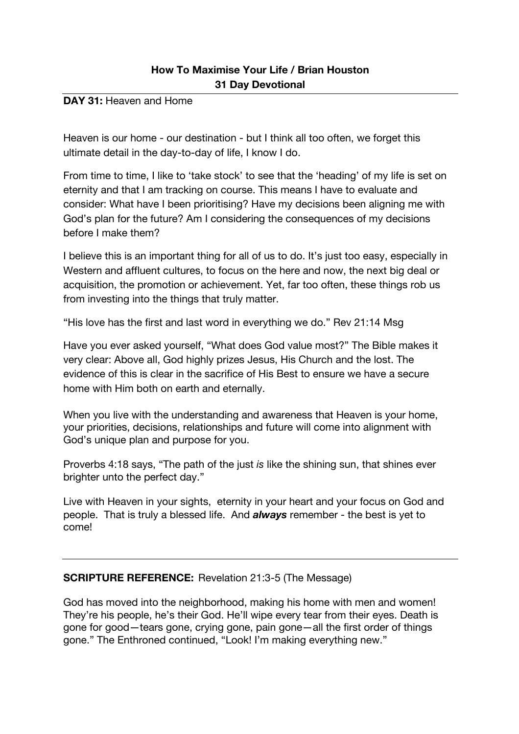**How To Maximise Your Life / Brian Houston**
**31 Day Devotional**

**DAY 31:** Heaven and Home

Heaven is our home - our destination - but I think all too often, we forget this ultimate detail in the day-to-day of life, I know I do.

From time to time, I like to 'take stock' to see that the 'heading' of my life is set on eternity and that I am tracking on course. This means I have to evaluate and consider: What have I been prioritising? Have my decisions been aligning me with God's plan for the future? Am I considering the consequences of my decisions before I make them?

I believe this is an important thing for all of us to do. It's just too easy, especially in Western and affluent cultures, to focus on the here and now, the next big deal or acquisition, the promotion or achievement. Yet, far too often, these things rob us from investing into the things that truly matter.

"His love has the first and last word in everything we do." Rev 21:14 Msg

Have you ever asked yourself, "What does God value most?" The Bible makes it very clear: Above all, God highly prizes Jesus, His Church and the lost. The evidence of this is clear in the sacrifice of His Best to ensure we have a secure home with Him both on earth and eternally.

When you live with the understanding and awareness that Heaven is your home, your priorities, decisions, relationships and future will come into alignment with God's unique plan and purpose for you.

Proverbs 4:18 says, "The path of the just *is* like the shining sun, that shines ever brighter unto the perfect day."

Live with Heaven in your sights, eternity in your heart and your focus on God and people. That is truly a blessed life. And ***always*** remember - the best is yet to come!

---

**SCRIPTURE REFERENCE:** Revelation 21:3-5 (The Message)

God has moved into the neighborhood, making his home with men and women! They're his people, he's their God. He'll wipe every tear from their eyes. Death is gone for good—tears gone, crying gone, pain gone—all the first order of things gone." The Enthroned continued, "Look! I'm making everything new."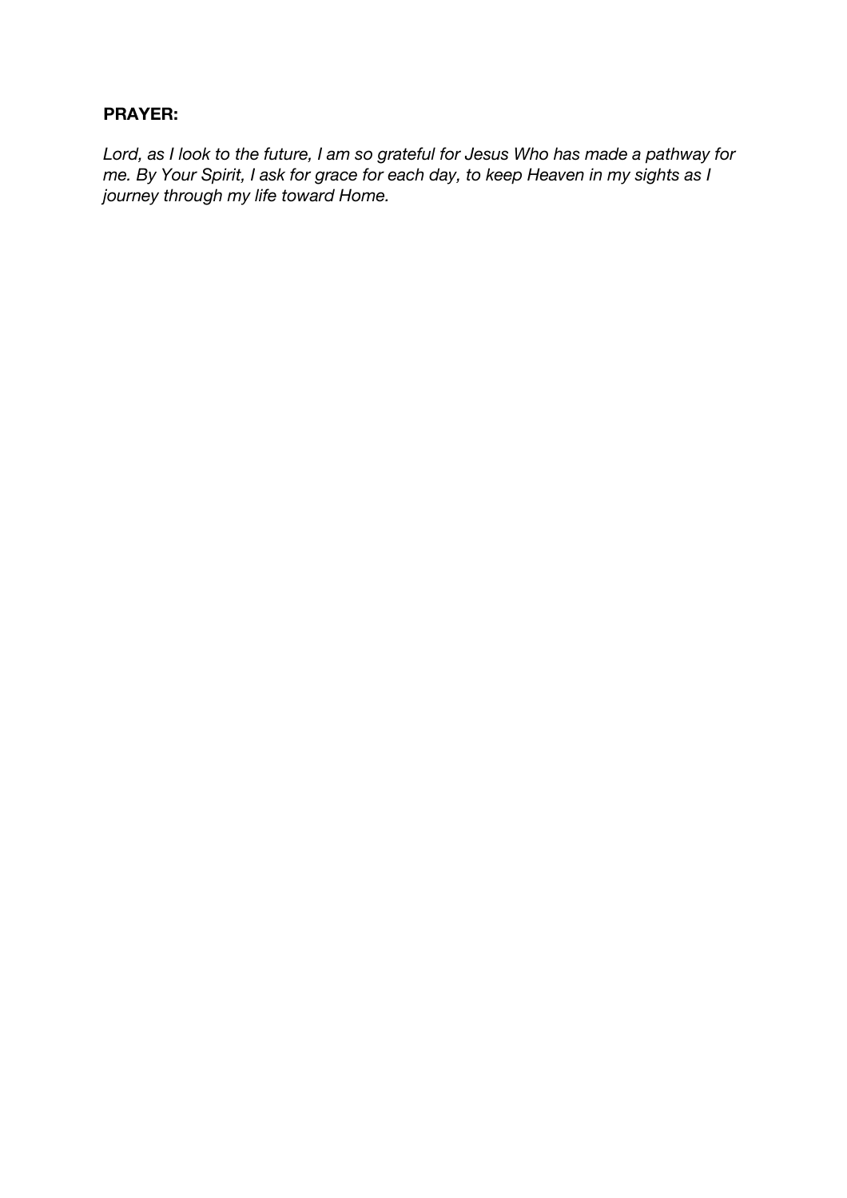**PRAYER:**

*Lord, as I look to the future, I am so grateful for Jesus Who has made a pathway for me. By Your Spirit, I ask for grace for each day, to keep Heaven in my sights as I journey through my life toward Home.*